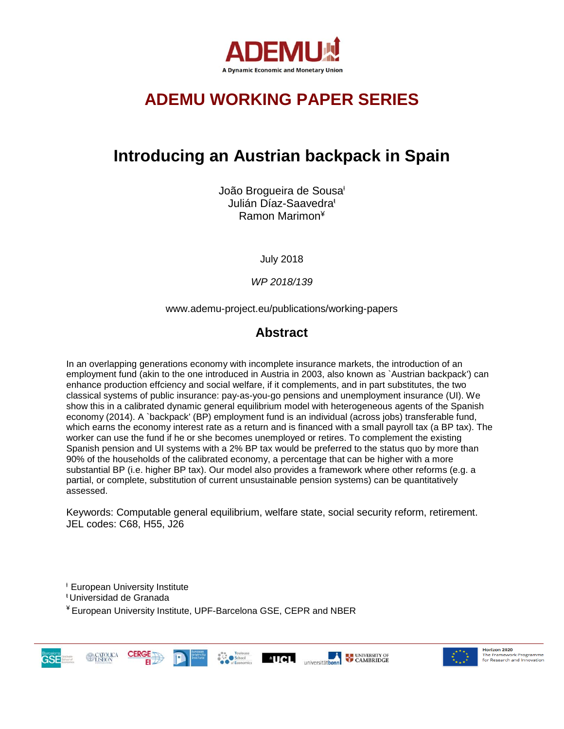ADEMU

A Dynamic Economic and Monetary Union

# ADEMU WORKING PAPER SERIES

# Introducing an Austrian backpack in Spain

João Brogueira de Sousa[ł]
Julián Díaz-Saavedra[ŧ]
Ramon Marimon[¥]

July 2018

*WP 2018/139*

www.ademu-project.eu/publications/working-papers

## Abstract

In an overlapping generations economy with incomplete insurance markets, the introduction of an employment fund (akin to the one introduced in Austria in 2003, also known as `Austrian backpack') can enhance production effciency and social welfare, if it complements, and in part substitutes, the two classical systems of public insurance: pay-as-you-go pensions and unemployment insurance (UI). We show this in a calibrated dynamic general equilibrium model with heterogeneous agents of the Spanish economy (2014). A `backpack' (BP) employment fund is an individual (across jobs) transferable fund, which earns the economy interest rate as a return and is financed with a small payroll tax (a BP tax). The worker can use the fund if he or she becomes unemployed or retires. To complement the existing Spanish pension and UI systems with a 2% BP tax would be preferred to the status quo by more than 90% of the households of the calibrated economy, a percentage that can be higher with a more substantial BP (i.e. higher BP tax). Our model also provides a framework where other reforms (e.g. a partial, or complete, substitution of current unsustainable pension systems) can be quantitatively assessed.

Keywords: Computable general equilibrium, welfare state, social security reform, retirement.
JEL codes: C68, H55, J26

[ł] European University Institute
[ŧ] Universidad de Granada
[¥] European University Institute, UPF-Barcelona GSE, CEPR and NBER

Horizon 2020
The Framework Programme for Research and Innovation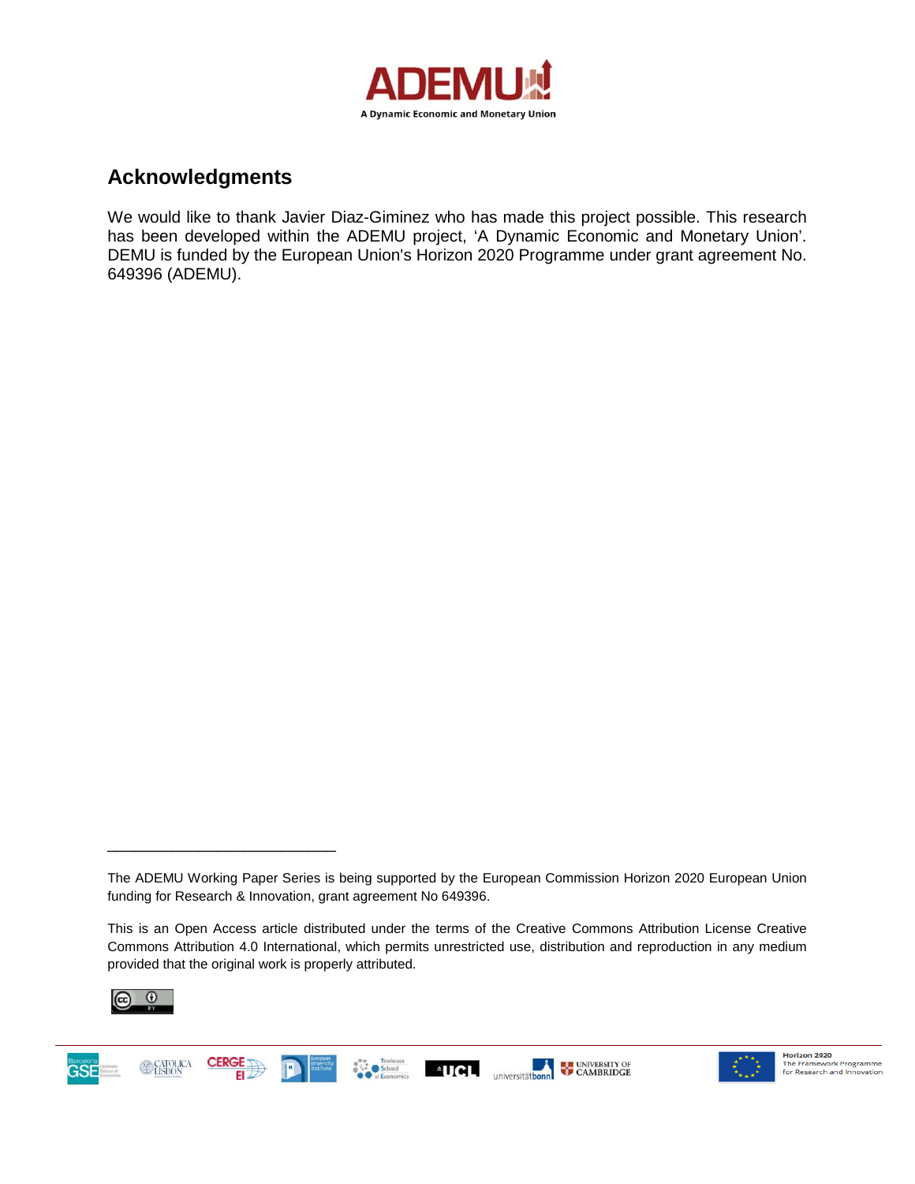## Acknowledgments

We would like to thank Javier Diaz-Giminez who has made this project possible. This research has been developed within the ADEMU project, 'A Dynamic Economic and Monetary Union'. DEMU is funded by the European Union's Horizon 2020 Programme under grant agreement No. 649396 (ADEMU).

---

The ADEMU Working Paper Series is being supported by the European Commission Horizon 2020 European Union funding for Research & Innovation, grant agreement No 649396.

This is an Open Access article distributed under the terms of the Creative Commons Attribution License Creative Commons Attribution 4.0 International, which permits unrestricted use, distribution and reproduction in any medium provided that the original work is properly attributed.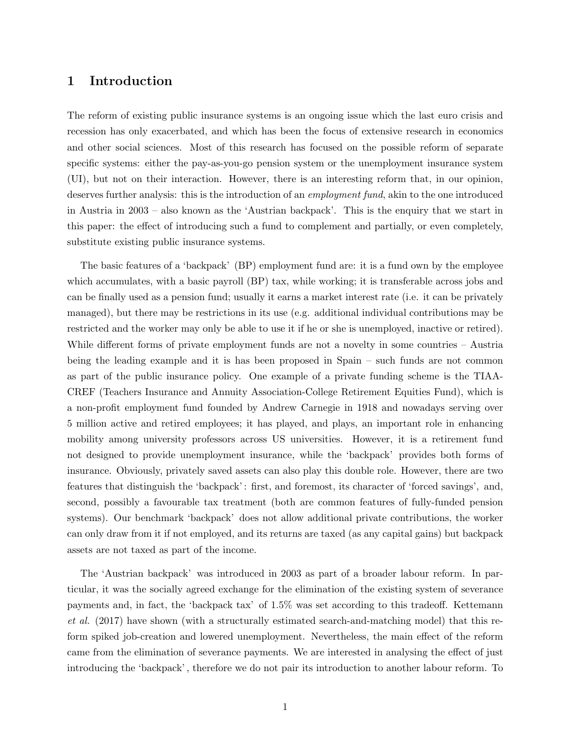# 1 Introduction

The reform of existing public insurance systems is an ongoing issue which the last euro crisis and recession has only exacerbated, and which has been the focus of extensive research in economics and other social sciences. Most of this research has focused on the possible reform of separate specific systems: either the pay-as-you-go pension system or the unemployment insurance system (UI), but not on their interaction. However, there is an interesting reform that, in our opinion, deserves further analysis: this is the introduction of an *employment fund*, akin to the one introduced in Austria in 2003 – also known as the 'Austrian backpack'. This is the enquiry that we start in this paper: the effect of introducing such a fund to complement and partially, or even completely, substitute existing public insurance systems.

The basic features of a 'backpack' (BP) employment fund are: it is a fund own by the employee which accumulates, with a basic payroll (BP) tax, while working; it is transferable across jobs and can be finally used as a pension fund; usually it earns a market interest rate (i.e. it can be privately managed), but there may be restrictions in its use (e.g. additional individual contributions may be restricted and the worker may only be able to use it if he or she is unemployed, inactive or retired). While different forms of private employment funds are not a novelty in some countries – Austria being the leading example and it is has been proposed in Spain – such funds are not common as part of the public insurance policy. One example of a private funding scheme is the TIAA-CREF (Teachers Insurance and Annuity Association-College Retirement Equities Fund), which is a non-profit employment fund founded by Andrew Carnegie in 1918 and nowadays serving over 5 million active and retired employees; it has played, and plays, an important role in enhancing mobility among university professors across US universities. However, it is a retirement fund not designed to provide unemployment insurance, while the 'backpack' provides both forms of insurance. Obviously, privately saved assets can also play this double role. However, there are two features that distinguish the 'backpack': first, and foremost, its character of 'forced savings', and, second, possibly a favourable tax treatment (both are common features of fully-funded pension systems). Our benchmark 'backpack' does not allow additional private contributions, the worker can only draw from it if not employed, and its returns are taxed (as any capital gains) but backpack assets are not taxed as part of the income.

The 'Austrian backpack' was introduced in 2003 as part of a broader labour reform. In particular, it was the socially agreed exchange for the elimination of the existing system of severance payments and, in fact, the 'backpack tax' of 1.5% was set according to this tradeoff. Kettemann *et al.* (2017) have shown (with a structurally estimated search-and-matching model) that this reform spiked job-creation and lowered unemployment. Nevertheless, the main effect of the reform came from the elimination of severance payments. We are interested in analysing the effect of just introducing the 'backpack', therefore we do not pair its introduction to another labour reform. To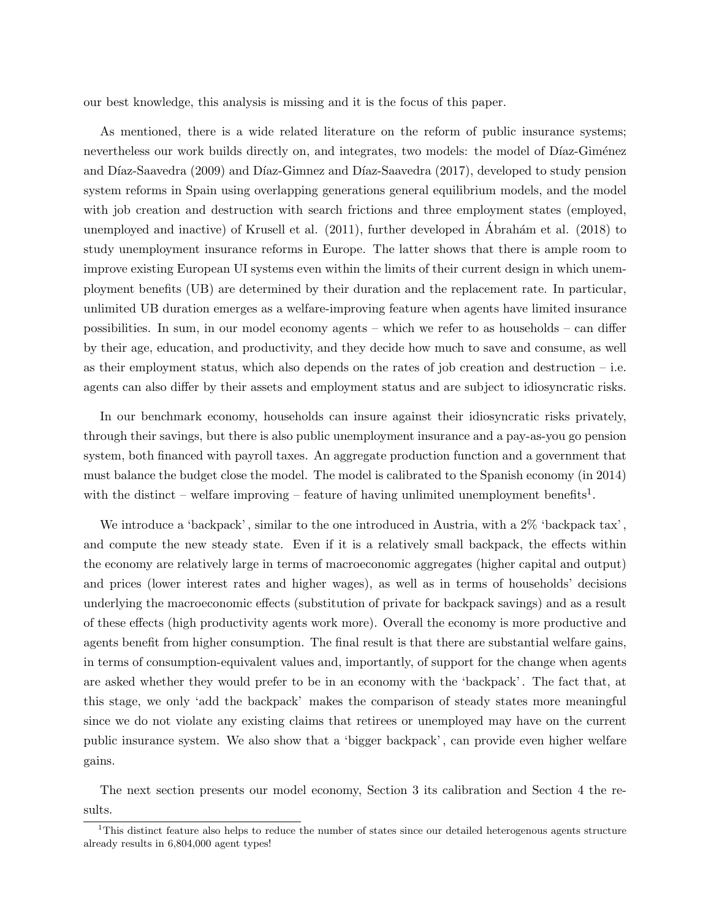our best knowledge, this analysis is missing and it is the focus of this paper.

As mentioned, there is a wide related literature on the reform of public insurance systems; nevertheless our work builds directly on, and integrates, two models: the model of Díaz-Giménez and Díaz-Saavedra (2009) and Díaz-Gimnez and Díaz-Saavedra (2017), developed to study pension system reforms in Spain using overlapping generations general equilibrium models, and the model with job creation and destruction with search frictions and three employment states (employed, unemployed and inactive) of Krusell et al. (2011), further developed in Ábrahám et al. (2018) to study unemployment insurance reforms in Europe. The latter shows that there is ample room to improve existing European UI systems even within the limits of their current design in which unemployment benefits (UB) are determined by their duration and the replacement rate. In particular, unlimited UB duration emerges as a welfare-improving feature when agents have limited insurance possibilities. In sum, in our model economy agents – which we refer to as households – can differ by their age, education, and productivity, and they decide how much to save and consume, as well as their employment status, which also depends on the rates of job creation and destruction – i.e. agents can also differ by their assets and employment status and are subject to idiosyncratic risks.

In our benchmark economy, households can insure against their idiosyncratic risks privately, through their savings, but there is also public unemployment insurance and a pay-as-you go pension system, both financed with payroll taxes. An aggregate production function and a government that must balance the budget close the model. The model is calibrated to the Spanish economy (in 2014) with the distinct – welfare improving – feature of having unlimited unemployment benefits[1].

We introduce a 'backpack', similar to the one introduced in Austria, with a 2% 'backpack tax', and compute the new steady state. Even if it is a relatively small backpack, the effects within the economy are relatively large in terms of macroeconomic aggregates (higher capital and output) and prices (lower interest rates and higher wages), as well as in terms of households' decisions underlying the macroeconomic effects (substitution of private for backpack savings) and as a result of these effects (high productivity agents work more). Overall the economy is more productive and agents benefit from higher consumption. The final result is that there are substantial welfare gains, in terms of consumption-equivalent values and, importantly, of support for the change when agents are asked whether they would prefer to be in an economy with the 'backpack'. The fact that, at this stage, we only 'add the backpack' makes the comparison of steady states more meaningful since we do not violate any existing claims that retirees or unemployed may have on the current public insurance system. We also show that a 'bigger backpack', can provide even higher welfare gains.

The next section presents our model economy, Section 3 its calibration and Section 4 the results.

[1] This distinct feature also helps to reduce the number of states since our detailed heterogenous agents structure already results in 6,804,000 agent types!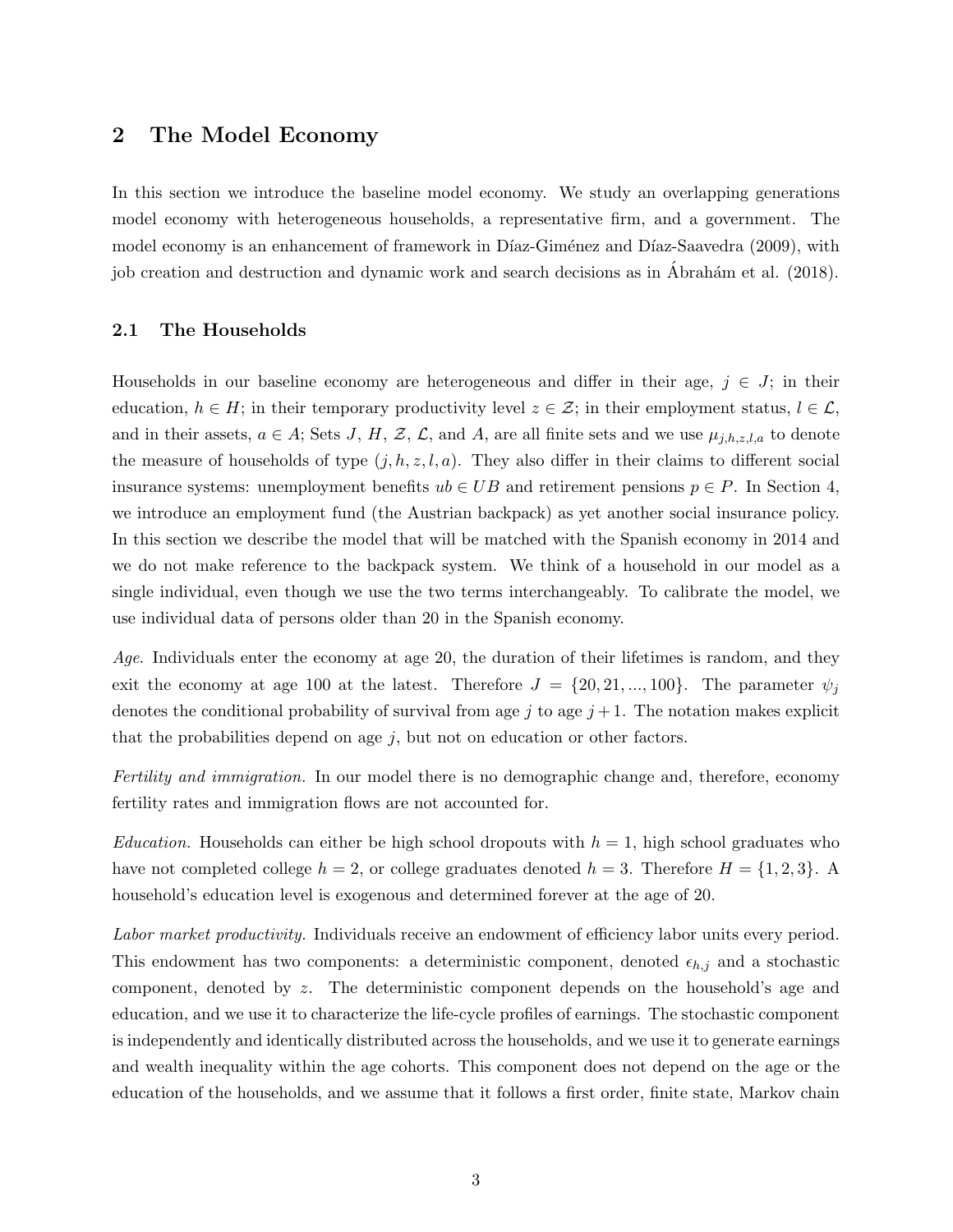## 2 The Model Economy

In this section we introduce the baseline model economy. We study an overlapping generations model economy with heterogeneous households, a representative firm, and a government. The model economy is an enhancement of framework in Díaz-Giménez and Díaz-Saavedra (2009), with job creation and destruction and dynamic work and search decisions as in Ábrahám et al. (2018).

### 2.1 The Households

Households in our baseline economy are heterogeneous and differ in their age, $j \in J$; in their education, $h \in H$; in their temporary productivity level $z \in \mathcal{Z}$; in their employment status, $l \in \mathcal{L}$, and in their assets, $a \in A$; Sets $J$, $H$, $\mathcal{Z}$, $\mathcal{L}$, and $A$, are all finite sets and we use $\mu_{j,h,z,l,a}$ to denote the measure of households of type $(j, h, z, l, a)$. They also differ in their claims to different social insurance systems: unemployment benefits $ub \in UB$ and retirement pensions $p \in P$. In Section 4, we introduce an employment fund (the Austrian backpack) as yet another social insurance policy. In this section we describe the model that will be matched with the Spanish economy in 2014 and we do not make reference to the backpack system. We think of a household in our model as a single individual, even though we use the two terms interchangeably. To calibrate the model, we use individual data of persons older than 20 in the Spanish economy.

*Age*. Individuals enter the economy at age 20, the duration of their lifetimes is random, and they exit the economy at age 100 at the latest. Therefore $J = \{20, 21, ..., 100\}$. The parameter $\psi_j$ denotes the conditional probability of survival from age $j$ to age $j+1$. The notation makes explicit that the probabilities depend on age $j$, but not on education or other factors.

*Fertility and immigration.* In our model there is no demographic change and, therefore, economy fertility rates and immigration flows are not accounted for.

*Education.* Households can either be high school dropouts with $h = 1$, high school graduates who have not completed college $h = 2$, or college graduates denoted $h = 3$. Therefore $H = \{1, 2, 3\}$. A household's education level is exogenous and determined forever at the age of 20.

*Labor market productivity.* Individuals receive an endowment of efficiency labor units every period. This endowment has two components: a deterministic component, denoted $\epsilon_{h,j}$ and a stochastic component, denoted by $z$. The deterministic component depends on the household's age and education, and we use it to characterize the life-cycle profiles of earnings. The stochastic component is independently and identically distributed across the households, and we use it to generate earnings and wealth inequality within the age cohorts. This component does not depend on the age or the education of the households, and we assume that it follows a first order, finite state, Markov chain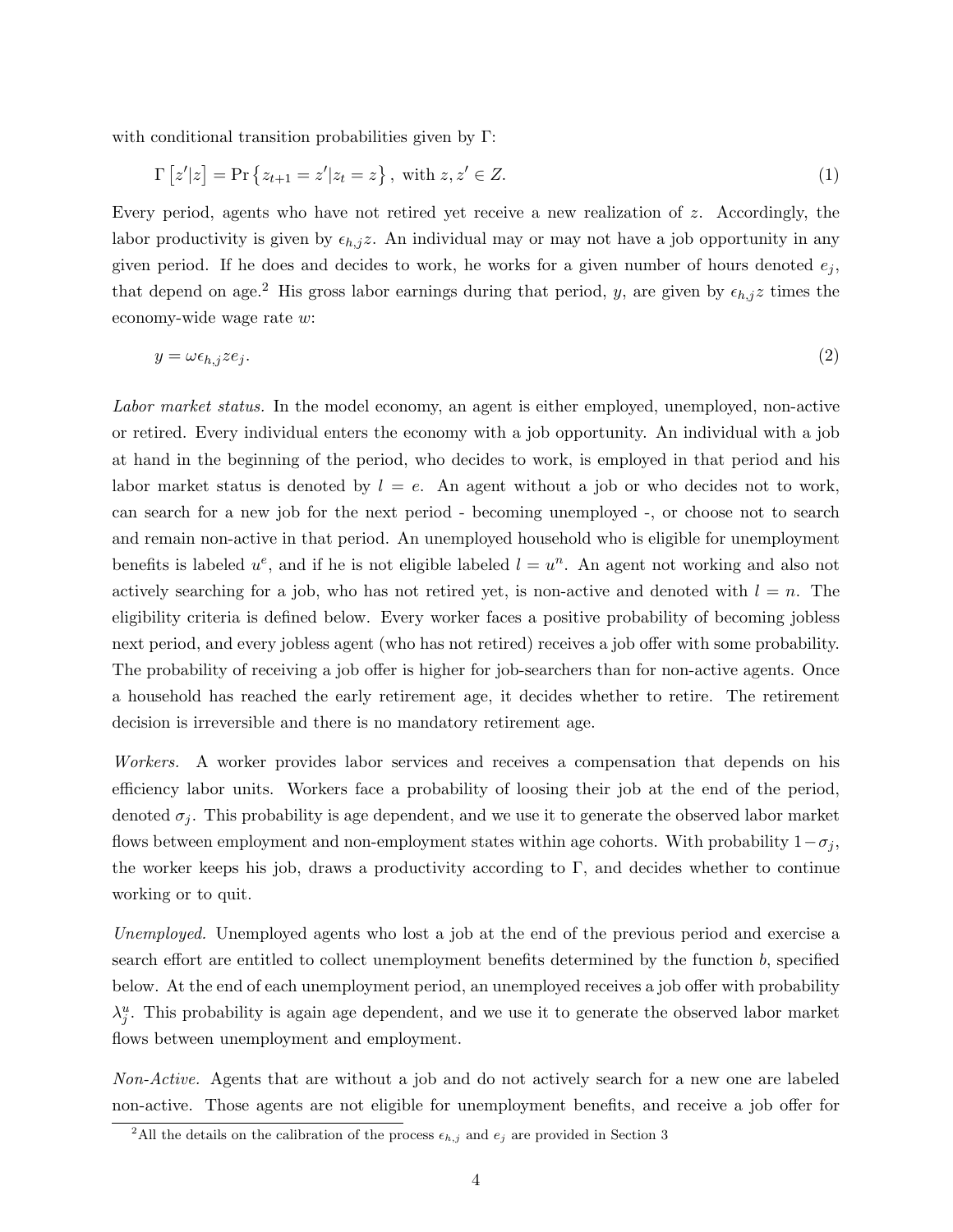with conditional transition probabilities given by $\Gamma$:

$$\Gamma\left[z'|z\right] = \Pr\left\{z_{t+1} = z'|z_t = z\right\}, \text{ with } z, z' \in Z. \tag{1}$$

Every period, agents who have not retired yet receive a new realization of $z$. Accordingly, the labor productivity is given by $\epsilon_{h,j}z$. An individual may or may not have a job opportunity in any given period. If he does and decides to work, he works for a given number of hours denoted $e_j$, that depend on age.[2] His gross labor earnings during that period, $y$, are given by $\epsilon_{h,j}z$ times the economy-wide wage rate $w$:

$$y = \omega\epsilon_{h,j}ze_j. \tag{2}$$

*Labor market status.* In the model economy, an agent is either employed, unemployed, non-active or retired. Every individual enters the economy with a job opportunity. An individual with a job at hand in the beginning of the period, who decides to work, is employed in that period and his labor market status is denoted by $l = e$. An agent without a job or who decides not to work, can search for a new job for the next period - becoming unemployed -, or choose not to search and remain non-active in that period. An unemployed household who is eligible for unemployment benefits is labeled $u^e$, and if he is not eligible labeled $l = u^n$. An agent not working and also not actively searching for a job, who has not retired yet, is non-active and denoted with $l = n$. The eligibility criteria is defined below. Every worker faces a positive probability of becoming jobless next period, and every jobless agent (who has not retired) receives a job offer with some probability. The probability of receiving a job offer is higher for job-searchers than for non-active agents. Once a household has reached the early retirement age, it decides whether to retire. The retirement decision is irreversible and there is no mandatory retirement age.

*Workers.* A worker provides labor services and receives a compensation that depends on his efficiency labor units. Workers face a probability of loosing their job at the end of the period, denoted $\sigma_j$. This probability is age dependent, and we use it to generate the observed labor market flows between employment and non-employment states within age cohorts. With probability $1-\sigma_j$, the worker keeps his job, draws a productivity according to $\Gamma$, and decides whether to continue working or to quit.

*Unemployed.* Unemployed agents who lost a job at the end of the previous period and exercise a search effort are entitled to collect unemployment benefits determined by the function $b$, specified below. At the end of each unemployment period, an unemployed receives a job offer with probability $\lambda_j^u$. This probability is again age dependent, and we use it to generate the observed labor market flows between unemployment and employment.

*Non-Active.* Agents that are without a job and do not actively search for a new one are labeled non-active. Those agents are not eligible for unemployment benefits, and receive a job offer for

[2] All the details on the calibration of the process $\epsilon_{h,j}$ and $e_j$ are provided in Section 3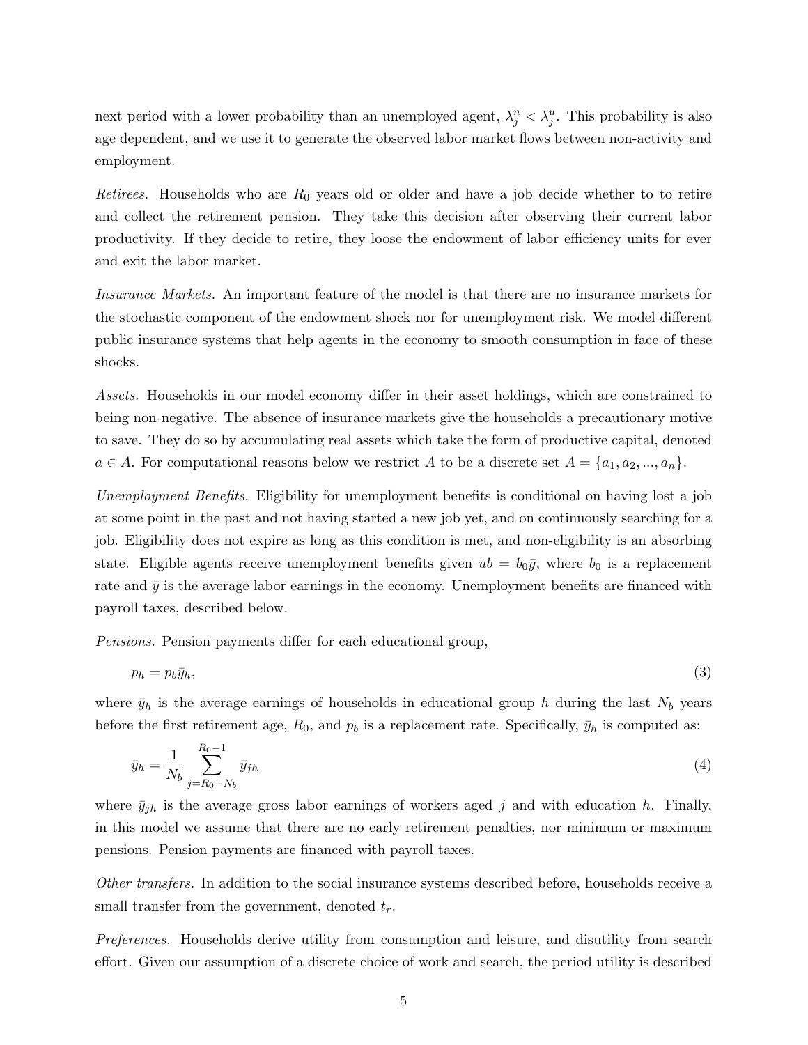next period with a lower probability than an unemployed agent, $\lambda_j^n < \lambda_j^u$. This probability is also age dependent, and we use it to generate the observed labor market flows between non-activity and employment.

*Retirees.* Households who are $R_0$ years old or older and have a job decide whether to to retire and collect the retirement pension. They take this decision after observing their current labor productivity. If they decide to retire, they loose the endowment of labor efficiency units for ever and exit the labor market.

*Insurance Markets.* An important feature of the model is that there are no insurance markets for the stochastic component of the endowment shock nor for unemployment risk. We model different public insurance systems that help agents in the economy to smooth consumption in face of these shocks.

*Assets.* Households in our model economy differ in their asset holdings, which are constrained to being non-negative. The absence of insurance markets give the households a precautionary motive to save. They do so by accumulating real assets which take the form of productive capital, denoted $a \in A$. For computational reasons below we restrict $A$ to be a discrete set $A = \{a_1, a_2, ..., a_n\}$.

*Unemployment Benefits.* Eligibility for unemployment benefits is conditional on having lost a job at some point in the past and not having started a new job yet, and on continuously searching for a job. Eligibility does not expire as long as this condition is met, and non-eligibility is an absorbing state. Eligible agents receive unemployment benefits given $ub = b_0\bar{y}$, where $b_0$ is a replacement rate and $\bar{y}$ is the average labor earnings in the economy. Unemployment benefits are financed with payroll taxes, described below.

*Pensions.* Pension payments differ for each educational group,

$$p_h = p_b\bar{y}_h, \tag{3}$$

where $\bar{y}_h$ is the average earnings of households in educational group $h$ during the last $N_b$ years before the first retirement age, $R_0$, and $p_b$ is a replacement rate. Specifically, $\bar{y}_h$ is computed as:

$$\bar{y}_h = \frac{1}{N_b}\sum_{j=R_0-N_b}^{R_0-1}\bar{y}_{jh} \tag{4}$$

where $\bar{y}_{jh}$ is the average gross labor earnings of workers aged $j$ and with education $h$. Finally, in this model we assume that there are no early retirement penalties, nor minimum or maximum pensions. Pension payments are financed with payroll taxes.

*Other transfers.* In addition to the social insurance systems described before, households receive a small transfer from the government, denoted $t_r$.

*Preferences.* Households derive utility from consumption and leisure, and disutility from search effort. Given our assumption of a discrete choice of work and search, the period utility is described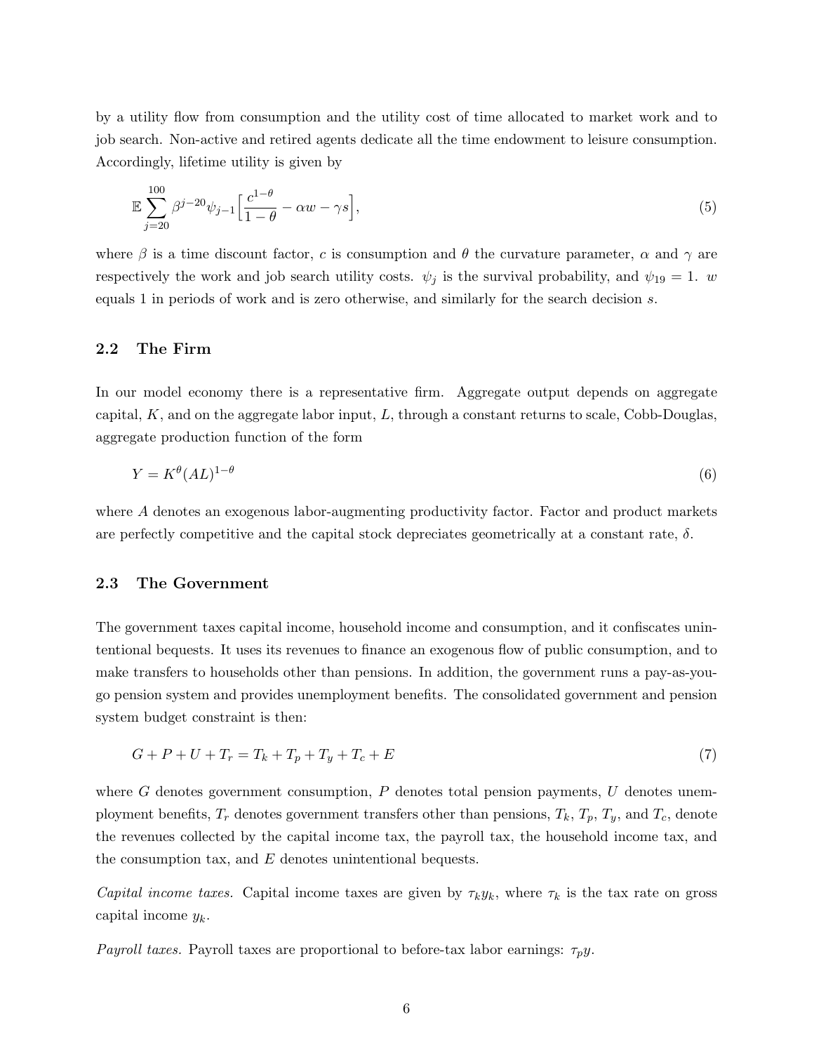by a utility flow from consumption and the utility cost of time allocated to market work and to job search. Non-active and retired agents dedicate all the time endowment to leisure consumption. Accordingly, lifetime utility is given by

$$\mathbb{E}\sum_{j=20}^{100}\beta^{j-20}\psi_{j-1}\Big[\frac{c^{1-\theta}}{1-\theta}-\alpha w-\gamma s\Big], \tag{5}$$

where $\beta$ is a time discount factor, $c$ is consumption and $\theta$ the curvature parameter, $\alpha$ and $\gamma$ are respectively the work and job search utility costs. $\psi_j$ is the survival probability, and $\psi_{19}=1$. $w$ equals 1 in periods of work and is zero otherwise, and similarly for the search decision $s$.

### 2.2 The Firm

In our model economy there is a representative firm. Aggregate output depends on aggregate capital, $K$, and on the aggregate labor input, $L$, through a constant returns to scale, Cobb-Douglas, aggregate production function of the form

$$Y = K^{\theta}(AL)^{1-\theta} \tag{6}$$

where $A$ denotes an exogenous labor-augmenting productivity factor. Factor and product markets are perfectly competitive and the capital stock depreciates geometrically at a constant rate, $\delta$.

### 2.3 The Government

The government taxes capital income, household income and consumption, and it confiscates unintentional bequests. It uses its revenues to finance an exogenous flow of public consumption, and to make transfers to households other than pensions. In addition, the government runs a pay-as-you-go pension system and provides unemployment benefits. The consolidated government and pension system budget constraint is then:

$$G + P + U + T_r = T_k + T_p + T_y + T_c + E \tag{7}$$

where $G$ denotes government consumption, $P$ denotes total pension payments, $U$ denotes unemployment benefits, $T_r$ denotes government transfers other than pensions, $T_k$, $T_p$, $T_y$, and $T_c$, denote the revenues collected by the capital income tax, the payroll tax, the household income tax, and the consumption tax, and $E$ denotes unintentional bequests.

*Capital income taxes.* Capital income taxes are given by $\tau_k y_k$, where $\tau_k$ is the tax rate on gross capital income $y_k$.

*Payroll taxes.* Payroll taxes are proportional to before-tax labor earnings: $\tau_p y$.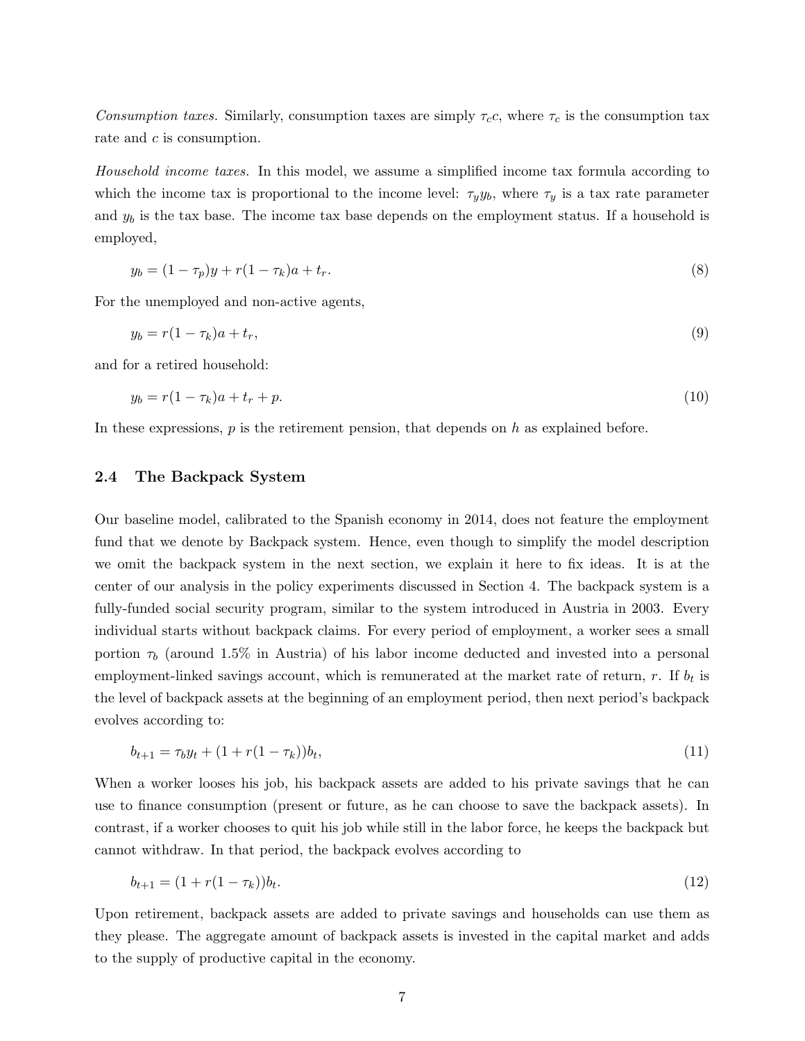*Consumption taxes.* Similarly, consumption taxes are simply $\tau_c c$, where $\tau_c$ is the consumption tax rate and $c$ is consumption.

*Household income taxes.* In this model, we assume a simplified income tax formula according to which the income tax is proportional to the income level: $\tau_y y_b$, where $\tau_y$ is a tax rate parameter and $y_b$ is the tax base. The income tax base depends on the employment status. If a household is employed,

$$y_b = (1 - \tau_p)y + r(1 - \tau_k)a + t_r. \tag{8}$$

For the unemployed and non-active agents,

$$y_b = r(1 - \tau_k)a + t_r, \tag{9}$$

and for a retired household:

$$y_b = r(1 - \tau_k)a + t_r + p. \tag{10}$$

In these expressions, $p$ is the retirement pension, that depends on $h$ as explained before.

### 2.4 The Backpack System

Our baseline model, calibrated to the Spanish economy in 2014, does not feature the employment fund that we denote by Backpack system. Hence, even though to simplify the model description we omit the backpack system in the next section, we explain it here to fix ideas. It is at the center of our analysis in the policy experiments discussed in Section 4. The backpack system is a fully-funded social security program, similar to the system introduced in Austria in 2003. Every individual starts without backpack claims. For every period of employment, a worker sees a small portion $\tau_b$ (around 1.5% in Austria) of his labor income deducted and invested into a personal employment-linked savings account, which is remunerated at the market rate of return, $r$. If $b_t$ is the level of backpack assets at the beginning of an employment period, then next period's backpack evolves according to:

$$b_{t+1} = \tau_b y_t + (1 + r(1 - \tau_k))b_t, \tag{11}$$

When a worker looses his job, his backpack assets are added to his private savings that he can use to finance consumption (present or future, as he can choose to save the backpack assets). In contrast, if a worker chooses to quit his job while still in the labor force, he keeps the backpack but cannot withdraw. In that period, the backpack evolves according to

$$b_{t+1} = (1 + r(1 - \tau_k))b_t. \tag{12}$$

Upon retirement, backpack assets are added to private savings and households can use them as they please. The aggregate amount of backpack assets is invested in the capital market and adds to the supply of productive capital in the economy.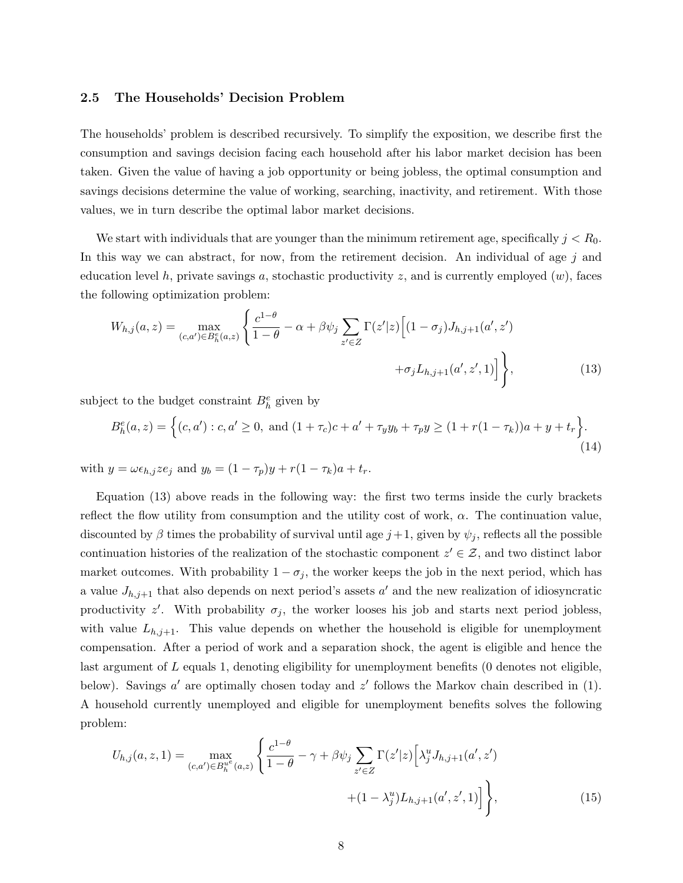### 2.5 The Households' Decision Problem

The households' problem is described recursively. To simplify the exposition, we describe first the consumption and savings decision facing each household after his labor market decision has been taken. Given the value of having a job opportunity or being jobless, the optimal consumption and savings decisions determine the value of working, searching, inactivity, and retirement. With those values, we in turn describe the optimal labor market decisions.

We start with individuals that are younger than the minimum retirement age, specifically $j < R_0$. In this way we can abstract, for now, from the retirement decision. An individual of age $j$ and education level $h$, private savings $a$, stochastic productivity $z$, and is currently employed ($w$), faces the following optimization problem:

$$W_{h,j}(a,z) = \max_{(c,a') \in B_h^e(a,z)} \left\{ \frac{c^{1-\theta}}{1-\theta} - \alpha + \beta \psi_j \sum_{z' \in Z} \Gamma(z'|z) \Big[ (1-\sigma_j) J_{h,j+1}(a',z') + \sigma_j L_{h,j+1}(a',z',1) \Big] \right\}, \tag{13}$$

subject to the budget constraint $B_h^e$ given by

$$B_h^e(a,z) = \Big\{ (c,a') : c, a' \geq 0, \text{ and } (1+\tau_c)c + a' + \tau_y y_b + \tau_p y \geq (1 + r(1-\tau_k))a + y + t_r \Big\}. \tag{14}$$

with $y = \omega \epsilon_{h,j} z e_j$ and $y_b = (1-\tau_p)y + r(1-\tau_k)a + t_r$.

Equation (13) above reads in the following way: the first two terms inside the curly brackets reflect the flow utility from consumption and the utility cost of work, $\alpha$. The continuation value, discounted by $\beta$ times the probability of survival until age $j+1$, given by $\psi_j$, reflects all the possible continuation histories of the realization of the stochastic component $z' \in \mathcal{Z}$, and two distinct labor market outcomes. With probability $1-\sigma_j$, the worker keeps the job in the next period, which has a value $J_{h,j+1}$ that also depends on next period's assets $a'$ and the new realization of idiosyncratic productivity $z'$. With probability $\sigma_j$, the worker looses his job and starts next period jobless, with value $L_{h,j+1}$. This value depends on whether the household is eligible for unemployment compensation. After a period of work and a separation shock, the agent is eligible and hence the last argument of $L$ equals 1, denoting eligibility for unemployment benefits (0 denotes not eligible, below). Savings $a'$ are optimally chosen today and $z'$ follows the Markov chain described in (1). A household currently unemployed and eligible for unemployment benefits solves the following problem:

$$U_{h,j}(a,z,1) = \max_{(c,a') \in B_h^{u^e}(a,z)} \left\{ \frac{c^{1-\theta}}{1-\theta} - \gamma + \beta \psi_j \sum_{z' \in Z} \Gamma(z'|z) \Big[ \lambda_j^u J_{h,j+1}(a',z') + (1-\lambda_j^u) L_{h,j+1}(a',z',1) \Big] \right\}, \tag{15}$$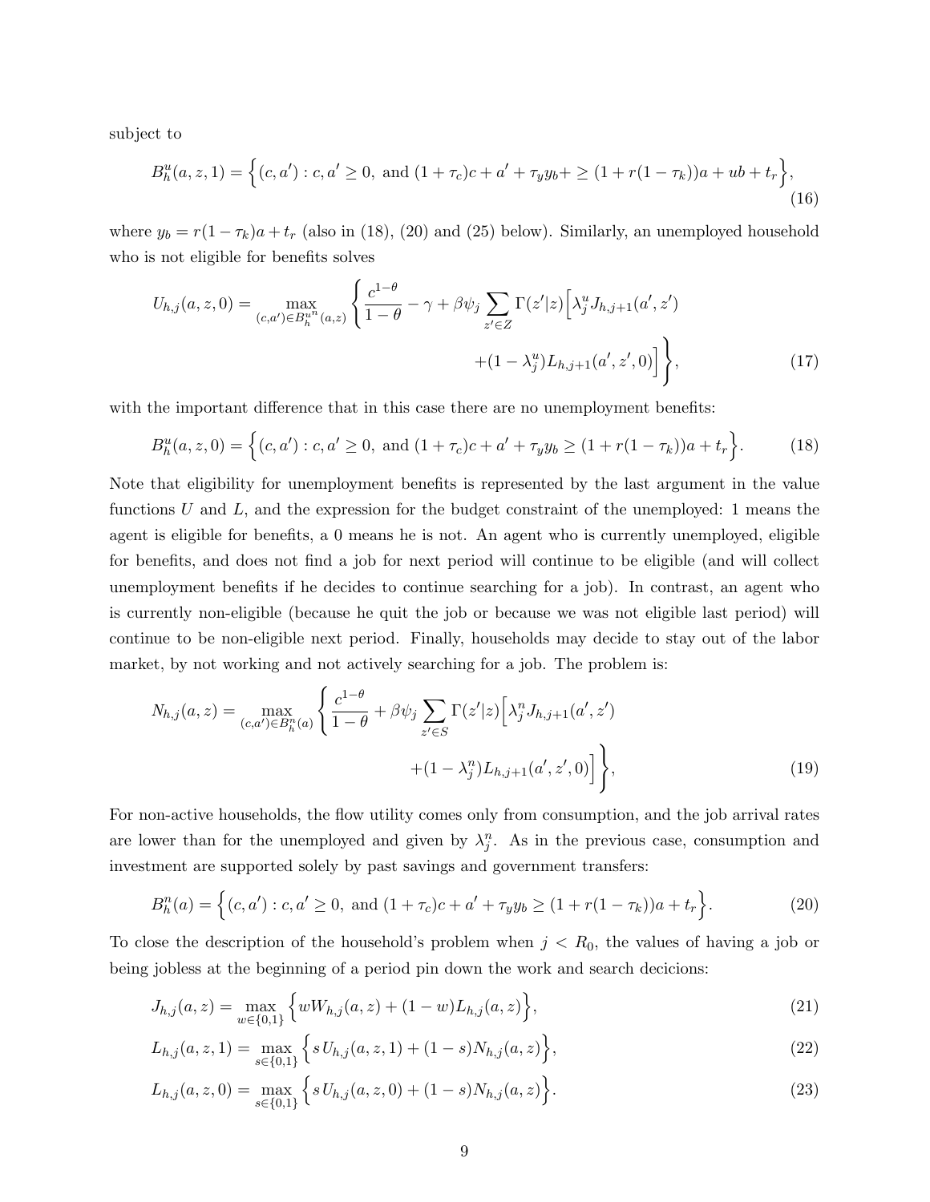subject to

$$B_h^u(a,z,1) = \Big\{(c,a') : c, a' \geq 0, \text{ and } (1+\tau_c)c + a' + \tau_y y_b + \geq (1+r(1-\tau_k))a + ub + t_r\Big\}, \tag{16}$$

where $y_b = r(1-\tau_k)a + t_r$ (also in (18), (20) and (25) below). Similarly, an unemployed household who is not eligible for benefits solves

$$U_{h,j}(a,z,0) = \max_{(c,a')\in B_h^{un}(a,z)} \Bigg\{ \frac{c^{1-\theta}}{1-\theta} - \gamma + \beta\psi_j \sum_{z'\in Z} \Gamma(z'|z)\Big[\lambda_j^u J_{h,j+1}(a',z') + (1-\lambda_j^u)L_{h,j+1}(a',z',0)\Big]\Bigg\}, \tag{17}$$

with the important difference that in this case there are no unemployment benefits:

$$B_h^u(a,z,0) = \Big\{(c,a') : c, a' \geq 0, \text{ and } (1+\tau_c)c + a' + \tau_y y_b \geq (1+r(1-\tau_k))a + t_r\Big\}. \tag{18}$$

Note that eligibility for unemployment benefits is represented by the last argument in the value functions $U$ and $L$, and the expression for the budget constraint of the unemployed: 1 means the agent is eligible for benefits, a 0 means he is not. An agent who is currently unemployed, eligible for benefits, and does not find a job for next period will continue to be eligible (and will collect unemployment benefits if he decides to continue searching for a job). In contrast, an agent who is currently non-eligible (because he quit the job or because we was not eligible last period) will continue to be non-eligible next period. Finally, households may decide to stay out of the labor market, by not working and not actively searching for a job. The problem is:

$$N_{h,j}(a,z) = \max_{(c,a')\in B_h^n(a)} \Bigg\{ \frac{c^{1-\theta}}{1-\theta} + \beta\psi_j \sum_{z'\in S} \Gamma(z'|z)\Big[\lambda_j^n J_{h,j+1}(a',z') + (1-\lambda_j^n)L_{h,j+1}(a',z',0)\Big]\Bigg\}, \tag{19}$$

For non-active households, the flow utility comes only from consumption, and the job arrival rates are lower than for the unemployed and given by $\lambda_j^n$. As in the previous case, consumption and investment are supported solely by past savings and government transfers:

$$B_h^n(a) = \Big\{(c,a') : c, a' \geq 0, \text{ and } (1+\tau_c)c + a' + \tau_y y_b \geq (1+r(1-\tau_k))a + t_r\Big\}. \tag{20}$$

To close the description of the household's problem when $j < R_0$, the values of having a job or being jobless at the beginning of a period pin down the work and search decicions:

$$J_{h,j}(a,z) = \max_{w\in\{0,1\}} \Big\{ wW_{h,j}(a,z) + (1-w)L_{h,j}(a,z)\Big\}, \tag{21}$$

$$L_{h,j}(a,z,1) = \max_{s\in\{0,1\}} \Big\{ s\,U_{h,j}(a,z,1) + (1-s)N_{h,j}(a,z)\Big\}, \tag{22}$$

$$L_{h,j}(a,z,0) = \max_{s\in\{0,1\}} \Big\{ s\,U_{h,j}(a,z,0) + (1-s)N_{h,j}(a,z)\Big\}. \tag{23}$$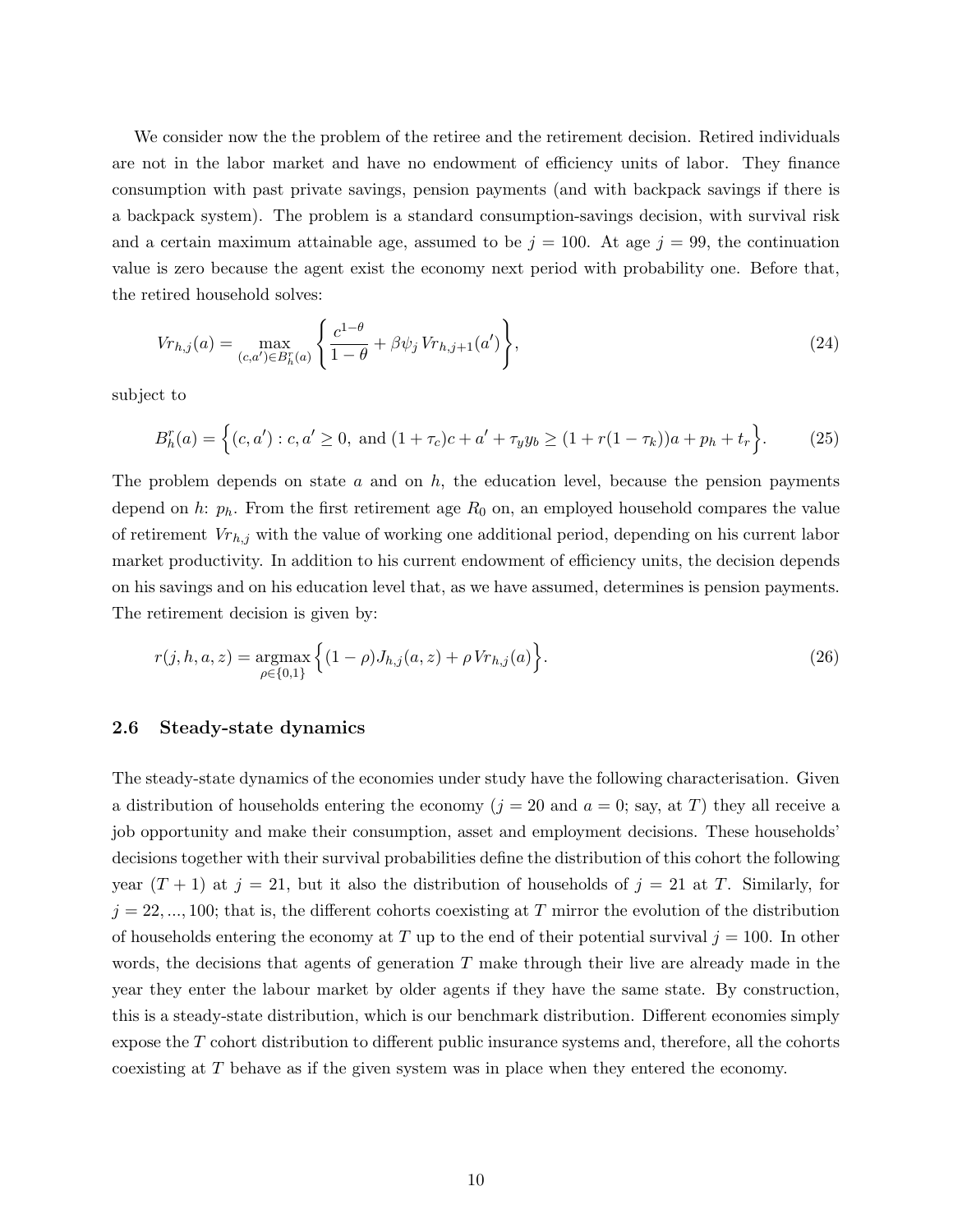We consider now the the problem of the retiree and the retirement decision. Retired individuals are not in the labor market and have no endowment of efficiency units of labor. They finance consumption with past private savings, pension payments (and with backpack savings if there is a backpack system). The problem is a standard consumption-savings decision, with survival risk and a certain maximum attainable age, assumed to be $j = 100$. At age $j = 99$, the continuation value is zero because the agent exist the economy next period with probability one. Before that, the retired household solves:

$$Vr_{h,j}(a) = \max_{(c,a') \in B_h^r(a)} \left\{ \frac{c^{1-\theta}}{1-\theta} + \beta \psi_j \, Vr_{h,j+1}(a') \right\}, \tag{24}$$

subject to

$$B_h^r(a) = \Big\{ (c, a') : c, a' \geq 0, \text{ and } (1+\tau_c)c + a' + \tau_y y_b \geq (1 + r(1-\tau_k))a + p_h + t_r \Big\}. \tag{25}$$

The problem depends on state $a$ and on $h$, the education level, because the pension payments depend on $h$: $p_h$. From the first retirement age $R_0$ on, an employed household compares the value of retirement $Vr_{h,j}$ with the value of working one additional period, depending on his current labor market productivity. In addition to his current endowment of efficiency units, the decision depends on his savings and on his education level that, as we have assumed, determines is pension payments. The retirement decision is given by:

$$r(j, h, a, z) = \underset{\rho \in \{0,1\}}{\operatorname{argmax}} \Big\{ (1-\rho) J_{h,j}(a, z) + \rho \, Vr_{h,j}(a) \Big\}. \tag{26}$$

### 2.6 Steady-state dynamics

The steady-state dynamics of the economies under study have the following characterisation. Given a distribution of households entering the economy ($j = 20$ and $a = 0$; say, at $T$) they all receive a job opportunity and make their consumption, asset and employment decisions. These households' decisions together with their survival probabilities define the distribution of this cohort the following year ($T + 1$) at $j = 21$, but it also the distribution of households of $j = 21$ at $T$. Similarly, for $j = 22, ..., 100$; that is, the different cohorts coexisting at $T$ mirror the evolution of the distribution of households entering the economy at $T$ up to the end of their potential survival $j = 100$. In other words, the decisions that agents of generation $T$ make through their live are already made in the year they enter the labour market by older agents if they have the same state. By construction, this is a steady-state distribution, which is our benchmark distribution. Different economies simply expose the $T$ cohort distribution to different public insurance systems and, therefore, all the cohorts coexisting at $T$ behave as if the given system was in place when they entered the economy.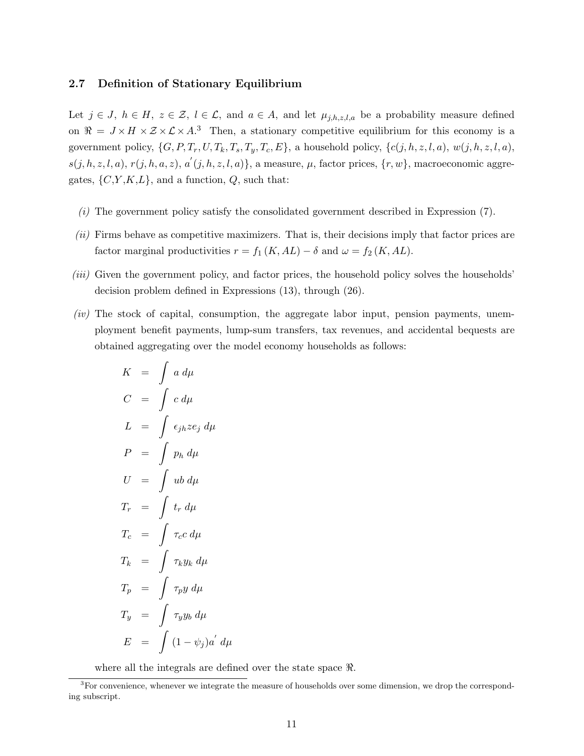### 2.7 Definition of Stationary Equilibrium

Let $j \in J$, $h \in H$, $z \in \mathcal{Z}$, $l \in \mathcal{L}$, and $a \in A$, and let $\mu_{j,h,z,l,a}$ be a probability measure defined on $\Re = J \times H \times \mathcal{Z} \times \mathcal{L} \times A$.[3] Then, a stationary competitive equilibrium for this economy is a government policy, $\{G, P, T_r, U, T_k, T_s, T_y, T_c, E\}$, a household policy, $\{c(j,h,z,l,a)$, $w(j,h,z,l,a)$, $s(j,h,z,l,a)$, $r(j,h,a,z)$, $a^{'}(j,h,z,l,a)\}$, a measure, $\mu$, factor prices, $\{r, w\}$, macroeconomic aggregates, $\{C, Y, K, L\}$, and a function, $Q$, such that:

*(i)* The government policy satisfy the consolidated government described in Expression (7).

*(ii)* Firms behave as competitive maximizers. That is, their decisions imply that factor prices are factor marginal productivities $r = f_1(K, AL) - \delta$ and $\omega = f_2(K, AL)$.

*(iii)* Given the government policy, and factor prices, the household policy solves the households' decision problem defined in Expressions (13), through (26).

*(iv)* The stock of capital, consumption, the aggregate labor input, pension payments, unemployment benefit payments, lump-sum transfers, tax revenues, and accidental bequests are obtained aggregating over the model economy households as follows:

$$
\begin{aligned}
K &= \int a \; d\mu \\
C &= \int c \; d\mu \\
L &= \int \epsilon_{jh} z e_j \; d\mu \\
P &= \int p_h \; d\mu \\
U &= \int ub \; d\mu \\
T_r &= \int t_r \; d\mu \\
T_c &= \int \tau_c c \; d\mu \\
T_k &= \int \tau_k y_k \; d\mu \\
T_p &= \int \tau_p y \; d\mu \\
T_y &= \int \tau_y y_b \; d\mu \\
E &= \int (1 - \psi_j) a^{'} \; d\mu
\end{aligned}
$$

where all the integrals are defined over the state space $\Re$.

[3] For convenience, whenever we integrate the measure of households over some dimension, we drop the corresponding subscript.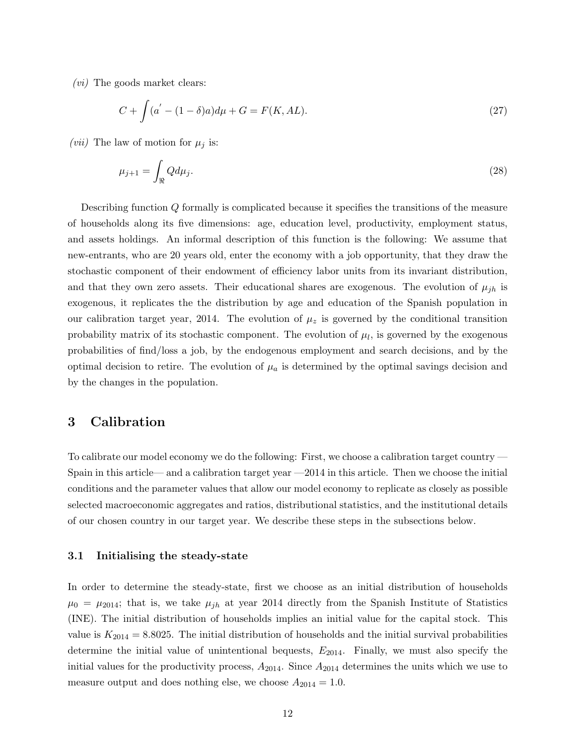*(vi)* The goods market clears:

$$C + \int (a^{'} - (1-\delta)a)d\mu + G = F(K, AL). \tag{27}$$

*(vii)* The law of motion for $\mu_j$ is:

$$\mu_{j+1} = \int_{\Re} Q d\mu_j. \tag{28}$$

Describing function $Q$ formally is complicated because it specifies the transitions of the measure of households along its five dimensions: age, education level, productivity, employment status, and assets holdings. An informal description of this function is the following: We assume that new-entrants, who are 20 years old, enter the economy with a job opportunity, that they draw the stochastic component of their endowment of efficiency labor units from its invariant distribution, and that they own zero assets. Their educational shares are exogenous. The evolution of $\mu_{jh}$ is exogenous, it replicates the the distribution by age and education of the Spanish population in our calibration target year, 2014. The evolution of $\mu_z$ is governed by the conditional transition probability matrix of its stochastic component. The evolution of $\mu_l$, is governed by the exogenous probabilities of find/loss a job, by the endogenous employment and search decisions, and by the optimal decision to retire. The evolution of $\mu_a$ is determined by the optimal savings decision and by the changes in the population.

## 3 Calibration

To calibrate our model economy we do the following: First, we choose a calibration target country — Spain in this article— and a calibration target year —2014 in this article. Then we choose the initial conditions and the parameter values that allow our model economy to replicate as closely as possible selected macroeconomic aggregates and ratios, distributional statistics, and the institutional details of our chosen country in our target year. We describe these steps in the subsections below.

### 3.1 Initialising the steady-state

In order to determine the steady-state, first we choose as an initial distribution of households $\mu_0 = \mu_{2014}$; that is, we take $\mu_{jh}$ at year 2014 directly from the Spanish Institute of Statistics (INE). The initial distribution of households implies an initial value for the capital stock. This value is $K_{2014} = 8.8025$. The initial distribution of households and the initial survival probabilities determine the initial value of unintentional bequests, $E_{2014}$. Finally, we must also specify the initial values for the productivity process, $A_{2014}$. Since $A_{2014}$ determines the units which we use to measure output and does nothing else, we choose $A_{2014} = 1.0$.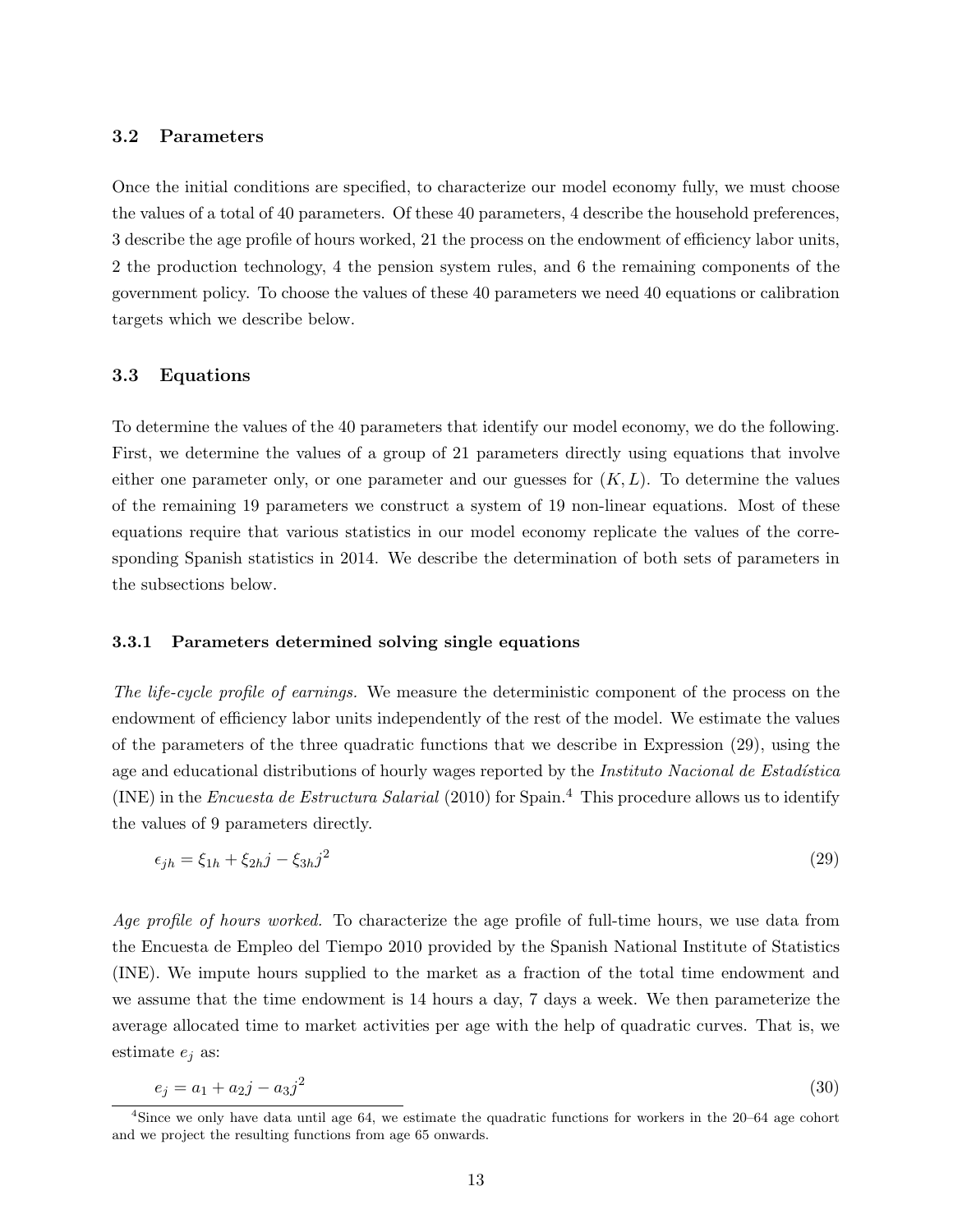### 3.2 Parameters

Once the initial conditions are specified, to characterize our model economy fully, we must choose the values of a total of 40 parameters. Of these 40 parameters, 4 describe the household preferences, 3 describe the age profile of hours worked, 21 the process on the endowment of efficiency labor units, 2 the production technology, 4 the pension system rules, and 6 the remaining components of the government policy. To choose the values of these 40 parameters we need 40 equations or calibration targets which we describe below.

### 3.3 Equations

To determine the values of the 40 parameters that identify our model economy, we do the following. First, we determine the values of a group of 21 parameters directly using equations that involve either one parameter only, or one parameter and our guesses for $(K, L)$. To determine the values of the remaining 19 parameters we construct a system of 19 non-linear equations. Most of these equations require that various statistics in our model economy replicate the values of the corresponding Spanish statistics in 2014. We describe the determination of both sets of parameters in the subsections below.

#### 3.3.1 Parameters determined solving single equations

*The life-cycle profile of earnings.* We measure the deterministic component of the process on the endowment of efficiency labor units independently of the rest of the model. We estimate the values of the parameters of the three quadratic functions that we describe in Expression (29), using the age and educational distributions of hourly wages reported by the *Instituto Nacional de Estadística* (INE) in the *Encuesta de Estructura Salarial* (2010) for Spain.[4] This procedure allows us to identify the values of 9 parameters directly.

$$\epsilon_{jh} = \xi_{1h} + \xi_{2h}j - \xi_{3h}j^2 \tag{29}$$

*Age profile of hours worked.* To characterize the age profile of full-time hours, we use data from the Encuesta de Empleo del Tiempo 2010 provided by the Spanish National Institute of Statistics (INE). We impute hours supplied to the market as a fraction of the total time endowment and we assume that the time endowment is 14 hours a day, 7 days a week. We then parameterize the average allocated time to market activities per age with the help of quadratic curves. That is, we estimate $e_j$ as:

$$e_j = a_1 + a_2j - a_3j^2 \tag{30}$$

[4]Since we only have data until age 64, we estimate the quadratic functions for workers in the 20–64 age cohort and we project the resulting functions from age 65 onwards.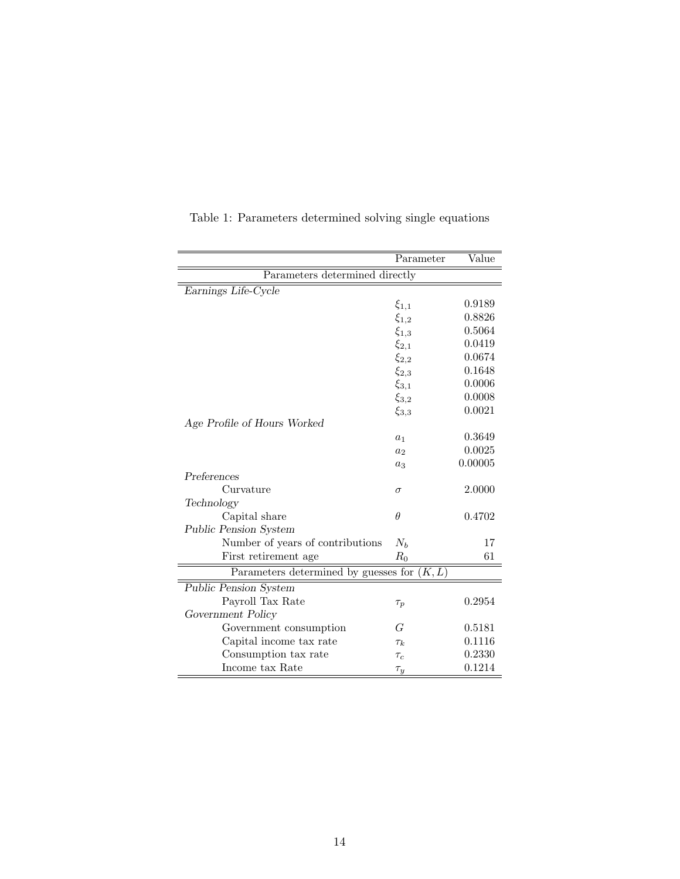Table 1: Parameters determined solving single equations

| | Parameter | Value |
|---|---|---|
| Parameters determined directly | | |
| *Earnings Life-Cycle* | | |
| | $\xi_{1,1}$ | 0.9189 |
| | $\xi_{1,2}$ | 0.8826 |
| | $\xi_{1,3}$ | 0.5064 |
| | $\xi_{2,1}$ | 0.0419 |
| | $\xi_{2,2}$ | 0.0674 |
| | $\xi_{2,3}$ | 0.1648 |
| | $\xi_{3,1}$ | 0.0006 |
| | $\xi_{3,2}$ | 0.0008 |
| | $\xi_{3,3}$ | 0.0021 |
| *Age Profile of Hours Worked* | | |
| | $a_1$ | 0.3649 |
| | $a_2$ | 0.0025 |
| | $a_3$ | 0.00005 |
| *Preferences* | | |
| Curvature | $\sigma$ | 2.0000 |
| *Technology* | | |
| Capital share | $\theta$ | 0.4702 |
| *Public Pension System* | | |
| Number of years of contributions | $N_b$ | 17 |
| First retirement age | $R_0$ | 61 |
| Parameters determined by guesses for $(K, L)$ | | |
| *Public Pension System* | | |
| Payroll Tax Rate | $\tau_p$ | 0.2954 |
| *Government Policy* | | |
| Government consumption | $G$ | 0.5181 |
| Capital income tax rate | $\tau_k$ | 0.1116 |
| Consumption tax rate | $\tau_c$ | 0.2330 |
| Income tax Rate | $\tau_y$ | 0.1214 |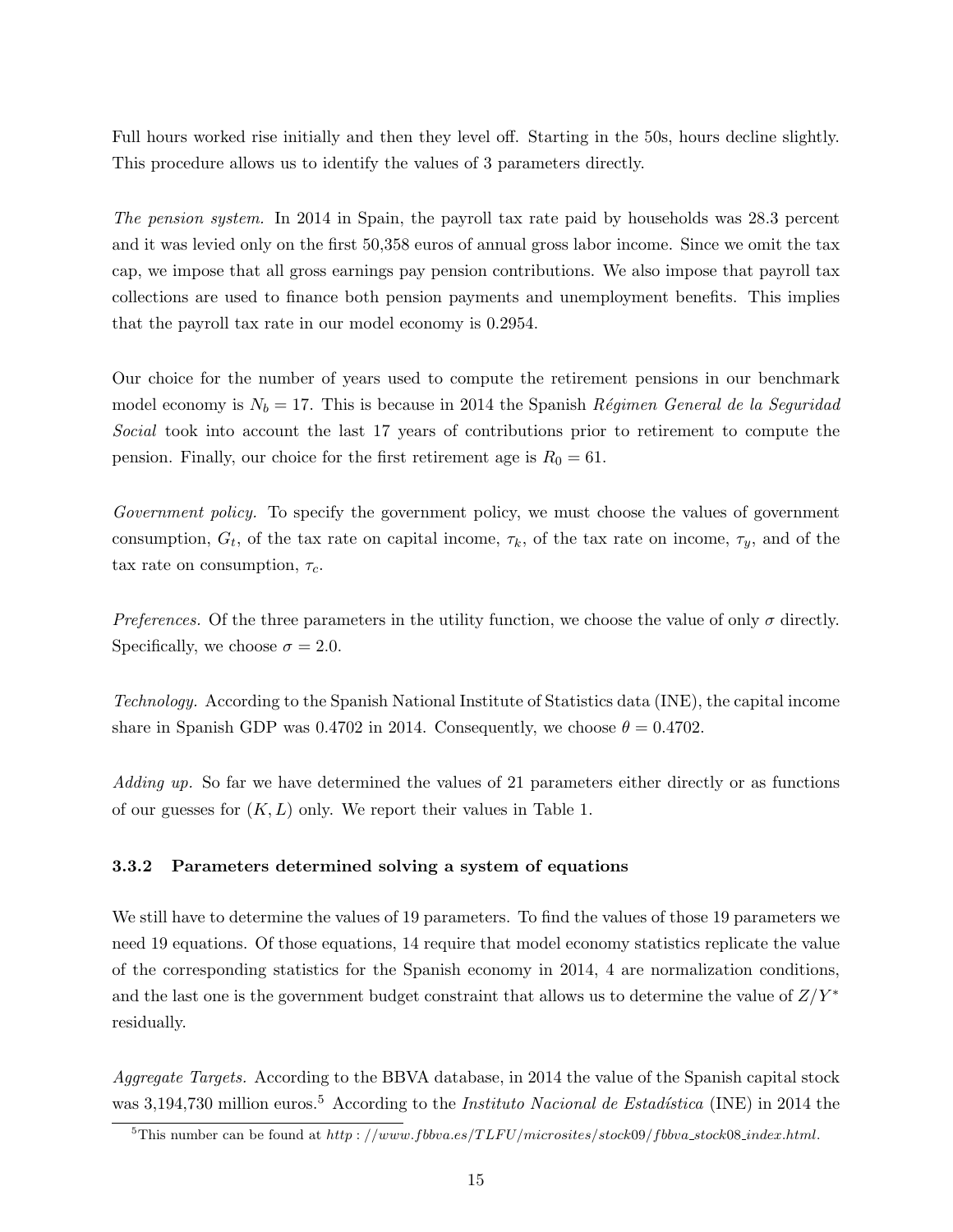Full hours worked rise initially and then they level off. Starting in the 50s, hours decline slightly. This procedure allows us to identify the values of 3 parameters directly.

*The pension system.* In 2014 in Spain, the payroll tax rate paid by households was 28.3 percent and it was levied only on the first 50,358 euros of annual gross labor income. Since we omit the tax cap, we impose that all gross earnings pay pension contributions. We also impose that payroll tax collections are used to finance both pension payments and unemployment benefits. This implies that the payroll tax rate in our model economy is 0.2954.

Our choice for the number of years used to compute the retirement pensions in our benchmark model economy is $N_b = 17$. This is because in 2014 the Spanish *Régimen General de la Seguridad Social* took into account the last 17 years of contributions prior to retirement to compute the pension. Finally, our choice for the first retirement age is $R_0 = 61$.

*Government policy.* To specify the government policy, we must choose the values of government consumption, $G_t$, of the tax rate on capital income, $\tau_k$, of the tax rate on income, $\tau_y$, and of the tax rate on consumption, $\tau_c$.

*Preferences.* Of the three parameters in the utility function, we choose the value of only $\sigma$ directly. Specifically, we choose $\sigma = 2.0$.

*Technology.* According to the Spanish National Institute of Statistics data (INE), the capital income share in Spanish GDP was 0.4702 in 2014. Consequently, we choose $\theta = 0.4702$.

*Adding up.* So far we have determined the values of 21 parameters either directly or as functions of our guesses for $(K, L)$ only. We report their values in Table 1.

### 3.3.2 Parameters determined solving a system of equations

We still have to determine the values of 19 parameters. To find the values of those 19 parameters we need 19 equations. Of those equations, 14 require that model economy statistics replicate the value of the corresponding statistics for the Spanish economy in 2014, 4 are normalization conditions, and the last one is the government budget constraint that allows us to determine the value of $Z/Y^*$ residually.

*Aggregate Targets.* According to the BBVA database, in 2014 the value of the Spanish capital stock was 3,194,730 million euros.[5] According to the *Instituto Nacional de Estadística* (INE) in 2014 the

[5] This number can be found at *http://www.fbbva.es/TLFU/microsites/stock09/fbbva_stock08_index.html*.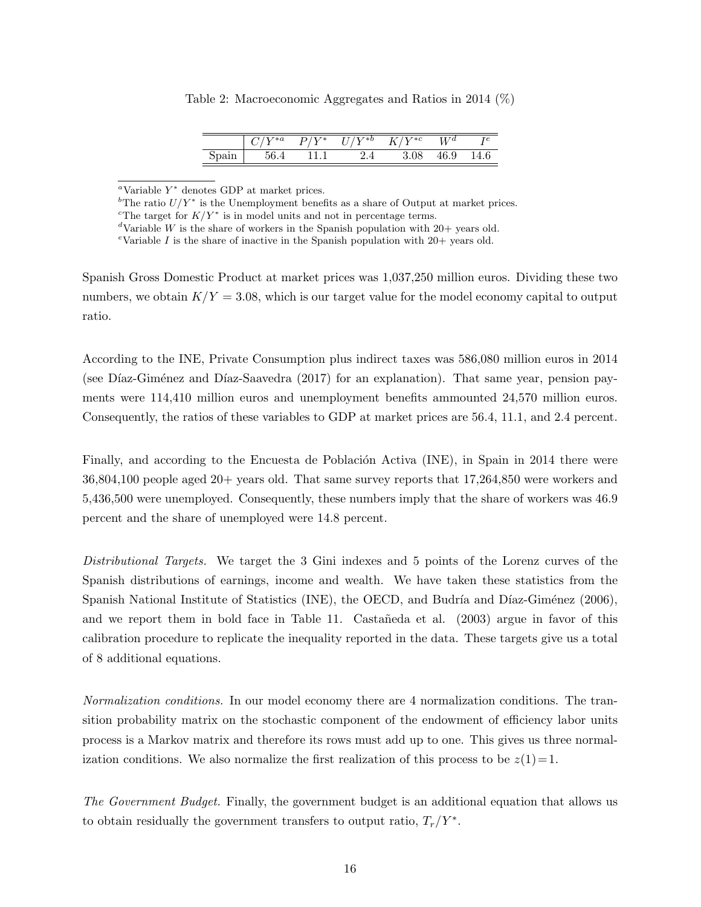Table 2: Macroeconomic Aggregates and Ratios in 2014 (%)

| | $C/Y^{*a}$ | $P/Y^*$ | $U/Y^{*b}$ | $K/Y^{*c}$ | $W^d$ | $I^e$ |
|---|---|---|---|---|---|---|
| Spain | 56.4 | 11.1 | 2.4 | 3.08 | 46.9 | 14.6 |

[a]Variable $Y^*$ denotes GDP at market prices.

[b]The ratio $U/Y^*$ is the Unemployment benefits as a share of Output at market prices.

[c]The target for $K/Y^*$ is in model units and not in percentage terms.

[d]Variable $W$ is the share of workers in the Spanish population with 20+ years old.

[e]Variable $I$ is the share of inactive in the Spanish population with 20+ years old.

Spanish Gross Domestic Product at market prices was 1,037,250 million euros. Dividing these two numbers, we obtain $K/Y = 3.08$, which is our target value for the model economy capital to output ratio.

According to the INE, Private Consumption plus indirect taxes was 586,080 million euros in 2014 (see Díaz-Giménez and Díaz-Saavedra (2017) for an explanation). That same year, pension payments were 114,410 million euros and unemployment benefits ammounted 24,570 million euros. Consequently, the ratios of these variables to GDP at market prices are 56.4, 11.1, and 2.4 percent.

Finally, and according to the Encuesta de Población Activa (INE), in Spain in 2014 there were 36,804,100 people aged 20+ years old. That same survey reports that 17,264,850 were workers and 5,436,500 were unemployed. Consequently, these numbers imply that the share of workers was 46.9 percent and the share of unemployed were 14.8 percent.

*Distributional Targets.* We target the 3 Gini indexes and 5 points of the Lorenz curves of the Spanish distributions of earnings, income and wealth. We have taken these statistics from the Spanish National Institute of Statistics (INE), the OECD, and Budría and Díaz-Giménez (2006), and we report them in bold face in Table 11. Castañeda et al. (2003) argue in favor of this calibration procedure to replicate the inequality reported in the data. These targets give us a total of 8 additional equations.

*Normalization conditions.* In our model economy there are 4 normalization conditions. The transition probability matrix on the stochastic component of the endowment of efficiency labor units process is a Markov matrix and therefore its rows must add up to one. This gives us three normalization conditions. We also normalize the first realization of this process to be $z(1) = 1$.

*The Government Budget.* Finally, the government budget is an additional equation that allows us to obtain residually the government transfers to output ratio, $T_r/Y^*$.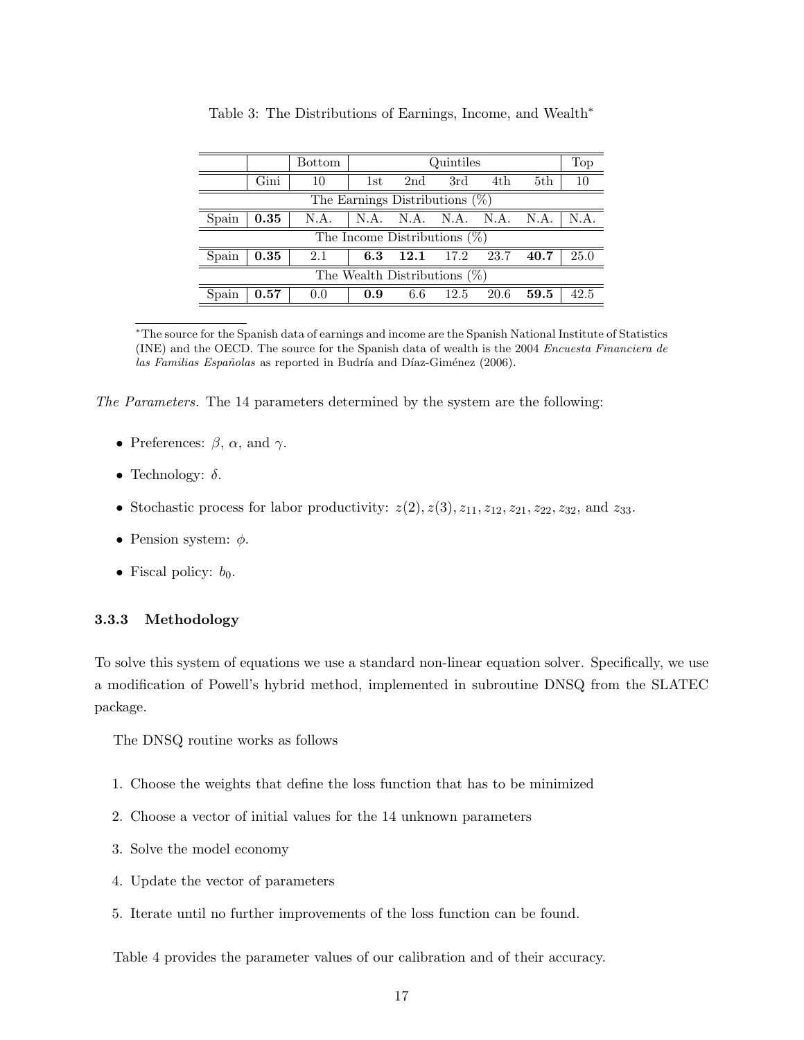Table 3: The Distributions of Earnings, Income, and Wealth*

| | | Bottom | Quintiles | | | | | Top |
|---|---|---|---|---|---|---|---|---|
| | Gini | 10 | 1st | 2nd | 3rd | 4th | 5th | 10 |
| The Earnings Distributions (%) | | | | | | | | |
| Spain | **0.35** | N.A. | N.A. | N.A. | N.A. | N.A. | N.A. | N.A. |
| The Income Distributions (%) | | | | | | | | |
| Spain | **0.35** | 2.1 | **6.3** | **12.1** | 17.2 | 23.7 | **40.7** | 25.0 |
| The Wealth Distributions (%) | | | | | | | | |
| Spain | **0.57** | 0.0 | **0.9** | 6.6 | 12.5 | 20.6 | **59.5** | 42.5 |

*The source for the Spanish data of earnings and income are the Spanish National Institute of Statistics (INE) and the OECD. The source for the Spanish data of wealth is the 2004 *Encuesta Financiera de las Familias Españolas* as reported in Budría and Díaz-Giménez (2006).

*The Parameters.* The 14 parameters determined by the system are the following:

- Preferences: $\beta$, $\alpha$, and $\gamma$.
- Technology: $\delta$.
- Stochastic process for labor productivity: $z(2), z(3), z_{11}, z_{12}, z_{21}, z_{22}, z_{32}$, and $z_{33}$.
- Pension system: $\phi$.
- Fiscal policy: $b_0$.

### 3.3.3 Methodology

To solve this system of equations we use a standard non-linear equation solver. Specifically, we use a modification of Powell's hybrid method, implemented in subroutine DNSQ from the SLATEC package.

The DNSQ routine works as follows

1. Choose the weights that define the loss function that has to be minimized
2. Choose a vector of initial values for the 14 unknown parameters
3. Solve the model economy
4. Update the vector of parameters
5. Iterate until no further improvements of the loss function can be found.

Table 4 provides the parameter values of our calibration and of their accuracy.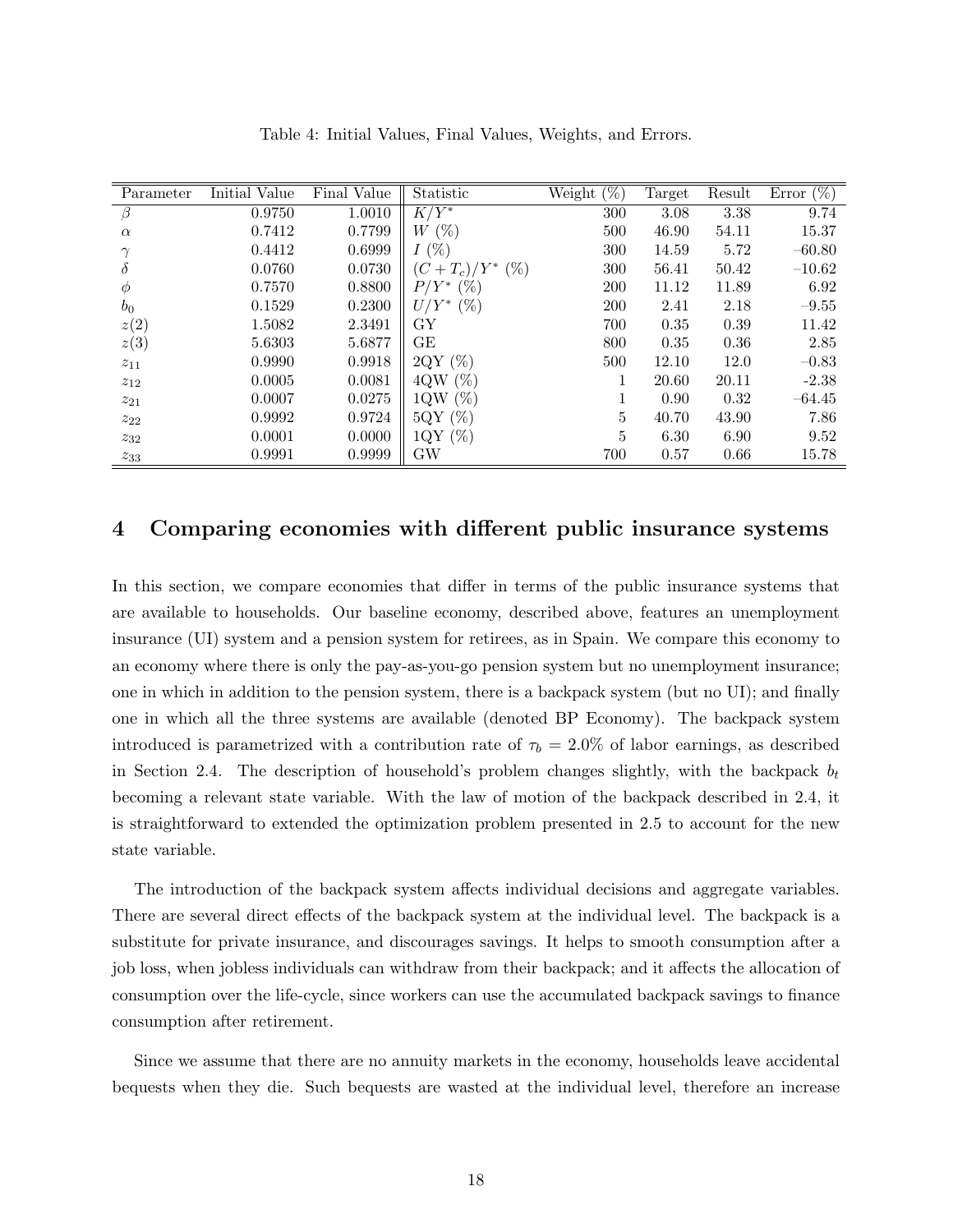Table 4: Initial Values, Final Values, Weights, and Errors.

| Parameter | Initial Value | Final Value | Statistic | Weight (%) | Target | Result | Error (%) |
|---|---|---|---|---|---|---|---|
| $\beta$ | 0.9750 | 1.0010 | $K/Y^*$ | 300 | 3.08 | 3.38 | 9.74 |
| $\alpha$ | 0.7412 | 0.7799 | $W$ (%) | 500 | 46.90 | 54.11 | 15.37 |
| $\gamma$ | 0.4412 | 0.6999 | $I$ (%) | 300 | 14.59 | 5.72 | −60.80 |
| $\delta$ | 0.0760 | 0.0730 | $(C + T_c)/Y^*$ (%) | 300 | 56.41 | 50.42 | −10.62 |
| $\phi$ | 0.7570 | 0.8800 | $P/Y^*$ (%) | 200 | 11.12 | 11.89 | 6.92 |
| $b_0$ | 0.1529 | 0.2300 | $U/Y^*$ (%) | 200 | 2.41 | 2.18 | −9.55 |
| $z(2)$ | 1.5082 | 2.3491 | GY | 700 | 0.35 | 0.39 | 11.42 |
| $z(3)$ | 5.6303 | 5.6877 | GE | 800 | 0.35 | 0.36 | 2.85 |
| $z_{11}$ | 0.9990 | 0.9918 | 2QY (%) | 500 | 12.10 | 12.0 | −0.83 |
| $z_{12}$ | 0.0005 | 0.0081 | 4QW (%) | 1 | 20.60 | 20.11 | -2.38 |
| $z_{21}$ | 0.0007 | 0.0275 | 1QW (%) | 1 | 0.90 | 0.32 | −64.45 |
| $z_{22}$ | 0.9992 | 0.9724 | 5QY (%) | 5 | 40.70 | 43.90 | 7.86 |
| $z_{32}$ | 0.0001 | 0.0000 | 1QY (%) | 5 | 6.30 | 6.90 | 9.52 |
| $z_{33}$ | 0.9991 | 0.9999 | GW | 700 | 0.57 | 0.66 | 15.78 |

# 4 Comparing economies with different public insurance systems

In this section, we compare economies that differ in terms of the public insurance systems that are available to households. Our baseline economy, described above, features an unemployment insurance (UI) system and a pension system for retirees, as in Spain. We compare this economy to an economy where there is only the pay-as-you-go pension system but no unemployment insurance; one in which in addition to the pension system, there is a backpack system (but no UI); and finally one in which all the three systems are available (denoted BP Economy). The backpack system introduced is parametrized with a contribution rate of $\tau_b = 2.0\%$ of labor earnings, as described in Section 2.4. The description of household's problem changes slightly, with the backpack $b_t$ becoming a relevant state variable. With the law of motion of the backpack described in 2.4, it is straightforward to extended the optimization problem presented in 2.5 to account for the new state variable.

The introduction of the backpack system affects individual decisions and aggregate variables. There are several direct effects of the backpack system at the individual level. The backpack is a substitute for private insurance, and discourages savings. It helps to smooth consumption after a job loss, when jobless individuals can withdraw from their backpack; and it affects the allocation of consumption over the life-cycle, since workers can use the accumulated backpack savings to finance consumption after retirement.

Since we assume that there are no annuity markets in the economy, households leave accidental bequests when they die. Such bequests are wasted at the individual level, therefore an increase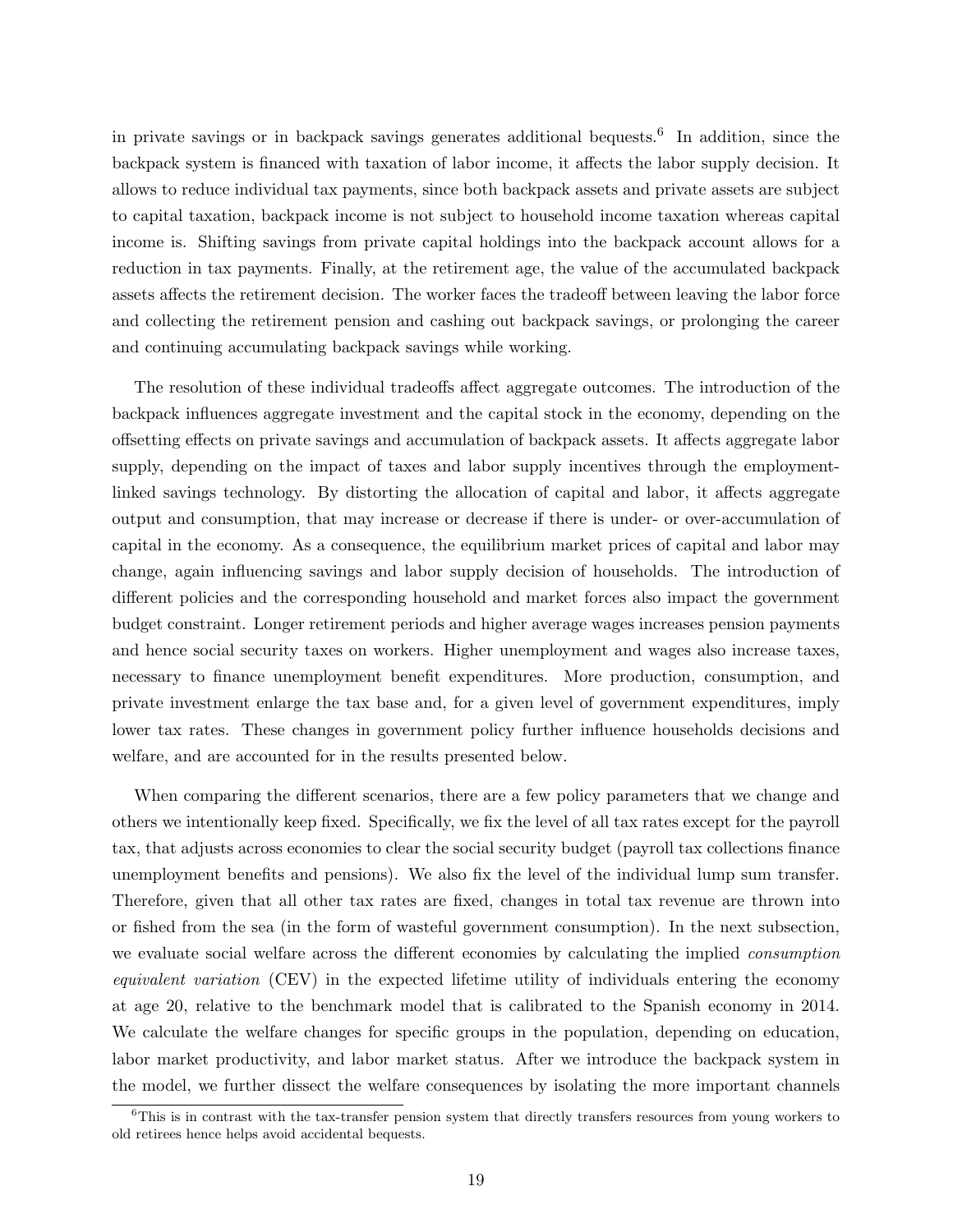in private savings or in backpack savings generates additional bequests.[6] In addition, since the backpack system is financed with taxation of labor income, it affects the labor supply decision. It allows to reduce individual tax payments, since both backpack assets and private assets are subject to capital taxation, backpack income is not subject to household income taxation whereas capital income is. Shifting savings from private capital holdings into the backpack account allows for a reduction in tax payments. Finally, at the retirement age, the value of the accumulated backpack assets affects the retirement decision. The worker faces the tradeoff between leaving the labor force and collecting the retirement pension and cashing out backpack savings, or prolonging the career and continuing accumulating backpack savings while working.

The resolution of these individual tradeoffs affect aggregate outcomes. The introduction of the backpack influences aggregate investment and the capital stock in the economy, depending on the offsetting effects on private savings and accumulation of backpack assets. It affects aggregate labor supply, depending on the impact of taxes and labor supply incentives through the employment-linked savings technology. By distorting the allocation of capital and labor, it affects aggregate output and consumption, that may increase or decrease if there is under- or over-accumulation of capital in the economy. As a consequence, the equilibrium market prices of capital and labor may change, again influencing savings and labor supply decision of households. The introduction of different policies and the corresponding household and market forces also impact the government budget constraint. Longer retirement periods and higher average wages increases pension payments and hence social security taxes on workers. Higher unemployment and wages also increase taxes, necessary to finance unemployment benefit expenditures. More production, consumption, and private investment enlarge the tax base and, for a given level of government expenditures, imply lower tax rates. These changes in government policy further influence households decisions and welfare, and are accounted for in the results presented below.

When comparing the different scenarios, there are a few policy parameters that we change and others we intentionally keep fixed. Specifically, we fix the level of all tax rates except for the payroll tax, that adjusts across economies to clear the social security budget (payroll tax collections finance unemployment benefits and pensions). We also fix the level of the individual lump sum transfer. Therefore, given that all other tax rates are fixed, changes in total tax revenue are thrown into or fished from the sea (in the form of wasteful government consumption). In the next subsection, we evaluate social welfare across the different economies by calculating the implied *consumption equivalent variation* (CEV) in the expected lifetime utility of individuals entering the economy at age 20, relative to the benchmark model that is calibrated to the Spanish economy in 2014. We calculate the welfare changes for specific groups in the population, depending on education, labor market productivity, and labor market status. After we introduce the backpack system in the model, we further dissect the welfare consequences by isolating the more important channels

[6] This is in contrast with the tax-transfer pension system that directly transfers resources from young workers to old retirees hence helps avoid accidental bequests.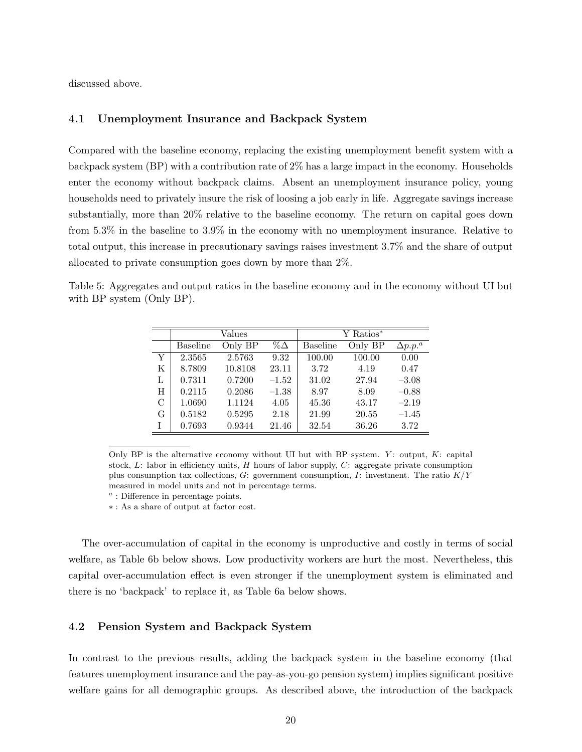discussed above.

### 4.1 Unemployment Insurance and Backpack System

Compared with the baseline economy, replacing the existing unemployment benefit system with a backpack system (BP) with a contribution rate of 2% has a large impact in the economy. Households enter the economy without backpack claims. Absent an unemployment insurance policy, young households need to privately insure the risk of loosing a job early in life. Aggregate savings increase substantially, more than 20% relative to the baseline economy. The return on capital goes down from 5.3% in the baseline to 3.9% in the economy with no unemployment insurance. Relative to total output, this increase in precautionary savings raises investment 3.7% and the share of output allocated to private consumption goes down by more than 2%.

Table 5: Aggregates and output ratios in the baseline economy and in the economy without UI but with BP system (Only BP).

| | Values | | | Y Ratios* | | |
|---|---|---|---|---|---|---|
| | Baseline | Only BP | %Δ | Baseline | Only BP | $\Delta p.p.$[a] |
| Y | 2.3565 | 2.5763 | 9.32 | 100.00 | 100.00 | 0.00 |
| K | 8.7809 | 10.8108 | 23.11 | 3.72 | 4.19 | 0.47 |
| L | 0.7311 | 0.7200 | –1.52 | 31.02 | 27.94 | –3.08 |
| H | 0.2115 | 0.2086 | –1.38 | 8.97 | 8.09 | –0.88 |
| C | 1.0690 | 1.1124 | 4.05 | 45.36 | 43.17 | –2.19 |
| G | 0.5182 | 0.5295 | 2.18 | 21.99 | 20.55 | –1.45 |
| I | 0.7693 | 0.9344 | 21.46 | 32.54 | 36.26 | 3.72 |

Only BP is the alternative economy without UI but with BP system. $Y$: output, $K$: capital stock, $L$: labor in efficiency units, $H$ hours of labor supply, $C$: aggregate private consumption plus consumption tax collections, $G$: government consumption, $I$: investment. The ratio $K/Y$ measured in model units and not in percentage terms.

[a] : Difference in percentage points.

* : As a share of output at factor cost.

The over-accumulation of capital in the economy is unproductive and costly in terms of social welfare, as Table 6b below shows. Low productivity workers are hurt the most. Nevertheless, this capital over-accumulation effect is even stronger if the unemployment system is eliminated and there is no 'backpack' to replace it, as Table 6a below shows.

### 4.2 Pension System and Backpack System

In contrast to the previous results, adding the backpack system in the baseline economy (that features unemployment insurance and the pay-as-you-go pension system) implies significant positive welfare gains for all demographic groups. As described above, the introduction of the backpack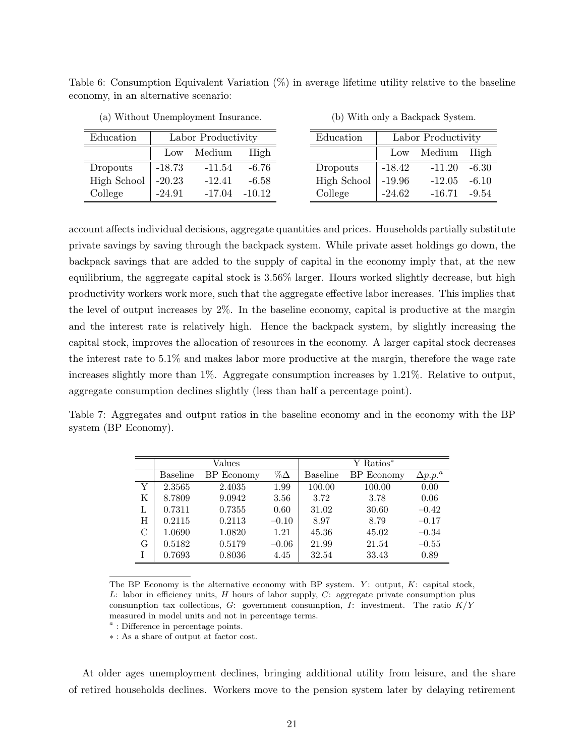Table 6: Consumption Equivalent Variation (%) in average lifetime utility relative to the baseline economy, in an alternative scenario:

(a) Without Unemployment Insurance.

| Education | Labor Productivity | | |
|---|---|---|---|
| | Low | Medium | High |
| Dropouts | -18.73 | -11.54 | -6.76 |
| High School | -20.23 | -12.41 | -6.58 |
| College | -24.91 | -17.04 | -10.12 |

(b) With only a Backpack System.

| Education | Labor Productivity | | |
|---|---|---|---|
| | Low | Medium | High |
| Dropouts | -18.42 | -11.20 | -6.30 |
| High School | -19.96 | -12.05 | -6.10 |
| College | -24.62 | -16.71 | -9.54 |

account affects individual decisions, aggregate quantities and prices. Households partially substitute private savings by saving through the backpack system. While private asset holdings go down, the backpack savings that are added to the supply of capital in the economy imply that, at the new equilibrium, the aggregate capital stock is 3.56% larger. Hours worked slightly decrease, but high productivity workers work more, such that the aggregate effective labor increases. This implies that the level of output increases by 2%. In the baseline economy, capital is productive at the margin and the interest rate is relatively high. Hence the backpack system, by slightly increasing the capital stock, improves the allocation of resources in the economy. A larger capital stock decreases the interest rate to 5.1% and makes labor more productive at the margin, therefore the wage rate increases slightly more than 1%. Aggregate consumption increases by 1.21%. Relative to output, aggregate consumption declines slightly (less than half a percentage point).

Table 7: Aggregates and output ratios in the baseline economy and in the economy with the BP system (BP Economy).

| | Values | | | Y Ratios* | | |
|---|---|---|---|---|---|---|
| | Baseline | BP Economy | %Δ | Baseline | BP Economy | $\Delta p.p.$[a] |
| Y | 2.3565 | 2.4035 | 1.99 | 100.00 | 100.00 | 0.00 |
| K | 8.7809 | 9.0942 | 3.56 | 3.72 | 3.78 | 0.06 |
| L | 0.7311 | 0.7355 | 0.60 | 31.02 | 30.60 | –0.42 |
| H | 0.2115 | 0.2113 | –0.10 | 8.97 | 8.79 | –0.17 |
| C | 1.0690 | 1.0820 | 1.21 | 45.36 | 45.02 | –0.34 |
| G | 0.5182 | 0.5179 | –0.06 | 21.99 | 21.54 | –0.55 |
| I | 0.7693 | 0.8036 | 4.45 | 32.54 | 33.43 | 0.89 |

The BP Economy is the alternative economy with BP system. $Y$: output, $K$: capital stock, $L$: labor in efficiency units, $H$ hours of labor supply, $C$: aggregate private consumption plus consumption tax collections, $G$: government consumption, $I$: investment. The ratio $K/Y$ measured in model units and not in percentage terms.

[a] : Difference in percentage points.

* : As a share of output at factor cost.

At older ages unemployment declines, bringing additional utility from leisure, and the share of retired households declines. Workers move to the pension system later by delaying retirement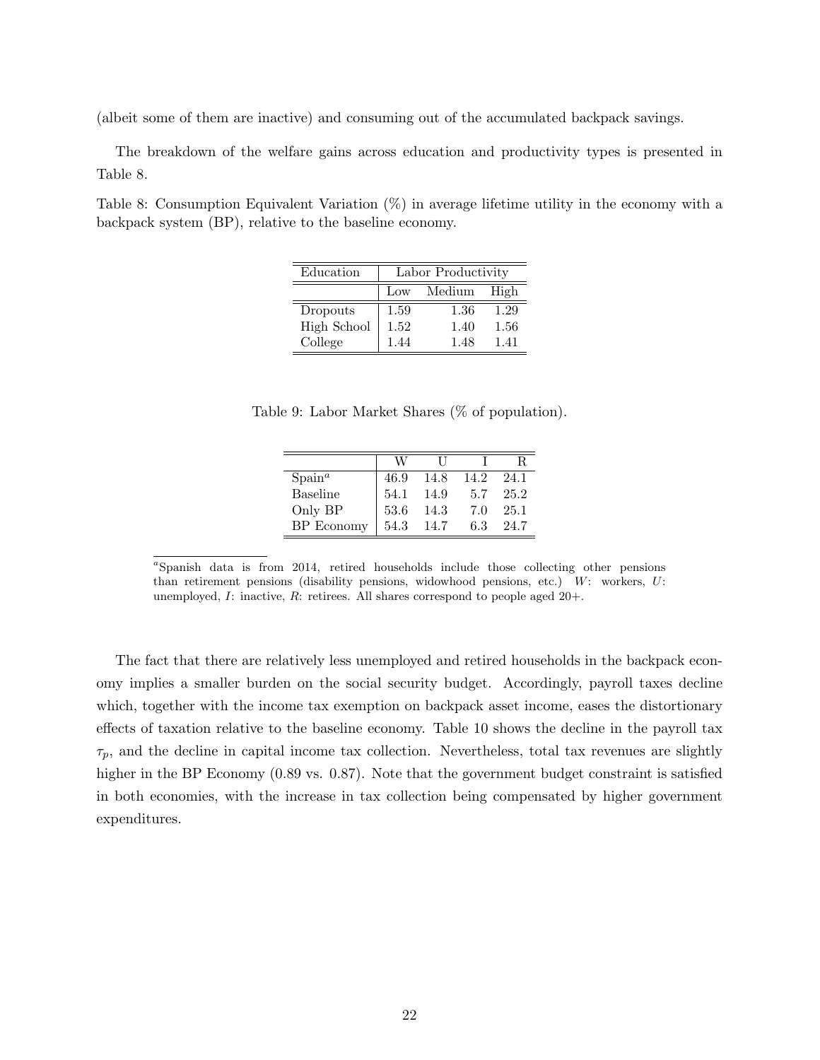(albeit some of them are inactive) and consuming out of the accumulated backpack savings.

The breakdown of the welfare gains across education and productivity types is presented in Table 8.

Table 8: Consumption Equivalent Variation (%) in average lifetime utility in the economy with a backpack system (BP), relative to the baseline economy.

| Education | Labor Productivity | | |
|---|---|---|---|
| | Low | Medium | High |
| Dropouts | 1.59 | 1.36 | 1.29 |
| High School | 1.52 | 1.40 | 1.56 |
| College | 1.44 | 1.48 | 1.41 |

Table 9: Labor Market Shares (% of population).

| | W | U | I | R |
|---|---|---|---|---|
| Spain[a] | 46.9 | 14.8 | 14.2 | 24.1 |
| Baseline | 54.1 | 14.9 | 5.7 | 25.2 |
| Only BP | 53.6 | 14.3 | 7.0 | 25.1 |
| BP Economy | 54.3 | 14.7 | 6.3 | 24.7 |

[a]Spanish data is from 2014, retired households include those collecting other pensions than retirement pensions (disability pensions, widowhood pensions, etc.) *W*: workers, *U*: unemployed, *I*: inactive, *R*: retirees. All shares correspond to people aged 20+.

The fact that there are relatively less unemployed and retired households in the backpack economy implies a smaller burden on the social security budget. Accordingly, payroll taxes decline which, together with the income tax exemption on backpack asset income, eases the distortionary effects of taxation relative to the baseline economy. Table 10 shows the decline in the payroll tax $\tau_p$, and the decline in capital income tax collection. Nevertheless, total tax revenues are slightly higher in the BP Economy (0.89 vs. 0.87). Note that the government budget constraint is satisfied in both economies, with the increase in tax collection being compensated by higher government expenditures.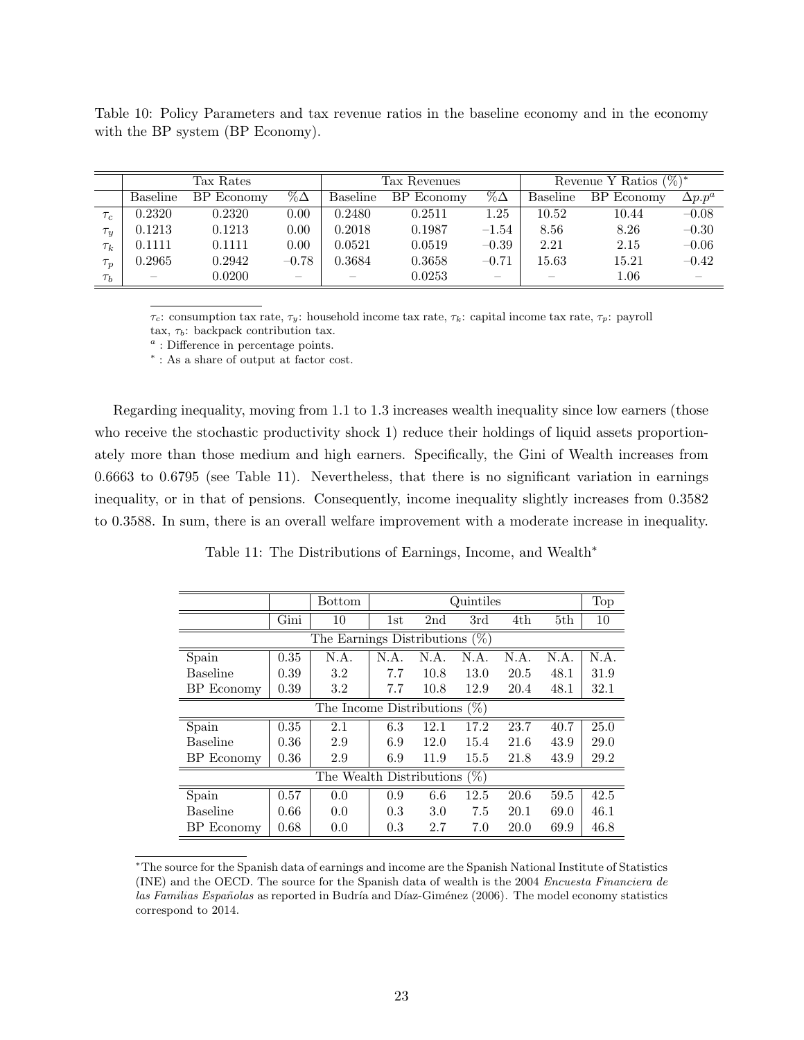Table 10: Policy Parameters and tax revenue ratios in the baseline economy and in the economy with the BP system (BP Economy).

| | Tax Rates | | | Tax Revenues | | | Revenue Y Ratios (%)* | | |
|---|---|---|---|---|---|---|---|---|---|
| | Baseline | BP Economy | %Δ | Baseline | BP Economy | %Δ | Baseline | BP Economy | $\Delta p.p^{a}$ |
| $\tau_c$ | 0.2320 | 0.2320 | 0.00 | 0.2480 | 0.2511 | 1.25 | 10.52 | 10.44 | –0.08 |
| $\tau_y$ | 0.1213 | 0.1213 | 0.00 | 0.2018 | 0.1987 | –1.54 | 8.56 | 8.26 | –0.30 |
| $\tau_k$ | 0.1111 | 0.1111 | 0.00 | 0.0521 | 0.0519 | –0.39 | 2.21 | 2.15 | –0.06 |
| $\tau_p$ | 0.2965 | 0.2942 | –0.78 | 0.3684 | 0.3658 | –0.71 | 15.63 | 15.21 | –0.42 |
| $\tau_b$ | – | 0.0200 | – | – | 0.0253 | – | – | 1.06 | – |

$\tau_c$: consumption tax rate, $\tau_y$: household income tax rate, $\tau_k$: capital income tax rate, $\tau_p$: payroll tax, $\tau_b$: backpack contribution tax.

[a] : Difference in percentage points.

[*] : As a share of output at factor cost.

Regarding inequality, moving from 1.1 to 1.3 increases wealth inequality since low earners (those who receive the stochastic productivity shock 1) reduce their holdings of liquid assets proportionately more than those medium and high earners. Specifically, the Gini of Wealth increases from 0.6663 to 0.6795 (see Table 11). Nevertheless, that there is no significant variation in earnings inequality, or in that of pensions. Consequently, income inequality slightly increases from 0.3582 to 0.3588. In sum, there is an overall welfare improvement with a moderate increase in inequality.

Table 11: The Distributions of Earnings, Income, and Wealth*

| | | Bottom | Quintiles | | | | | Top |
|---|---|---|---|---|---|---|---|---|
| | Gini | 10 | 1st | 2nd | 3rd | 4th | 5th | 10 |
| **The Earnings Distributions (%)** | | | | | | | | |
| Spain | 0.35 | N.A. | N.A. | N.A. | N.A. | N.A. | N.A. | N.A. |
| Baseline | 0.39 | 3.2 | 7.7 | 10.8 | 13.0 | 20.5 | 48.1 | 31.9 |
| BP Economy | 0.39 | 3.2 | 7.7 | 10.8 | 12.9 | 20.4 | 48.1 | 32.1 |
| **The Income Distributions (%)** | | | | | | | | |
| Spain | 0.35 | 2.1 | 6.3 | 12.1 | 17.2 | 23.7 | 40.7 | 25.0 |
| Baseline | 0.36 | 2.9 | 6.9 | 12.0 | 15.4 | 21.6 | 43.9 | 29.0 |
| BP Economy | 0.36 | 2.9 | 6.9 | 11.9 | 15.5 | 21.8 | 43.9 | 29.2 |
| **The Wealth Distributions (%)** | | | | | | | | |
| Spain | 0.57 | 0.0 | 0.9 | 6.6 | 12.5 | 20.6 | 59.5 | 42.5 |
| Baseline | 0.66 | 0.0 | 0.3 | 3.0 | 7.5 | 20.1 | 69.0 | 46.1 |
| BP Economy | 0.68 | 0.0 | 0.3 | 2.7 | 7.0 | 20.0 | 69.9 | 46.8 |

[*] The source for the Spanish data of earnings and income are the Spanish National Institute of Statistics (INE) and the OECD. The source for the Spanish data of wealth is the 2004 *Encuesta Financiera de las Familias Españolas* as reported in Budría and Díaz-Giménez (2006). The model economy statistics correspond to 2014.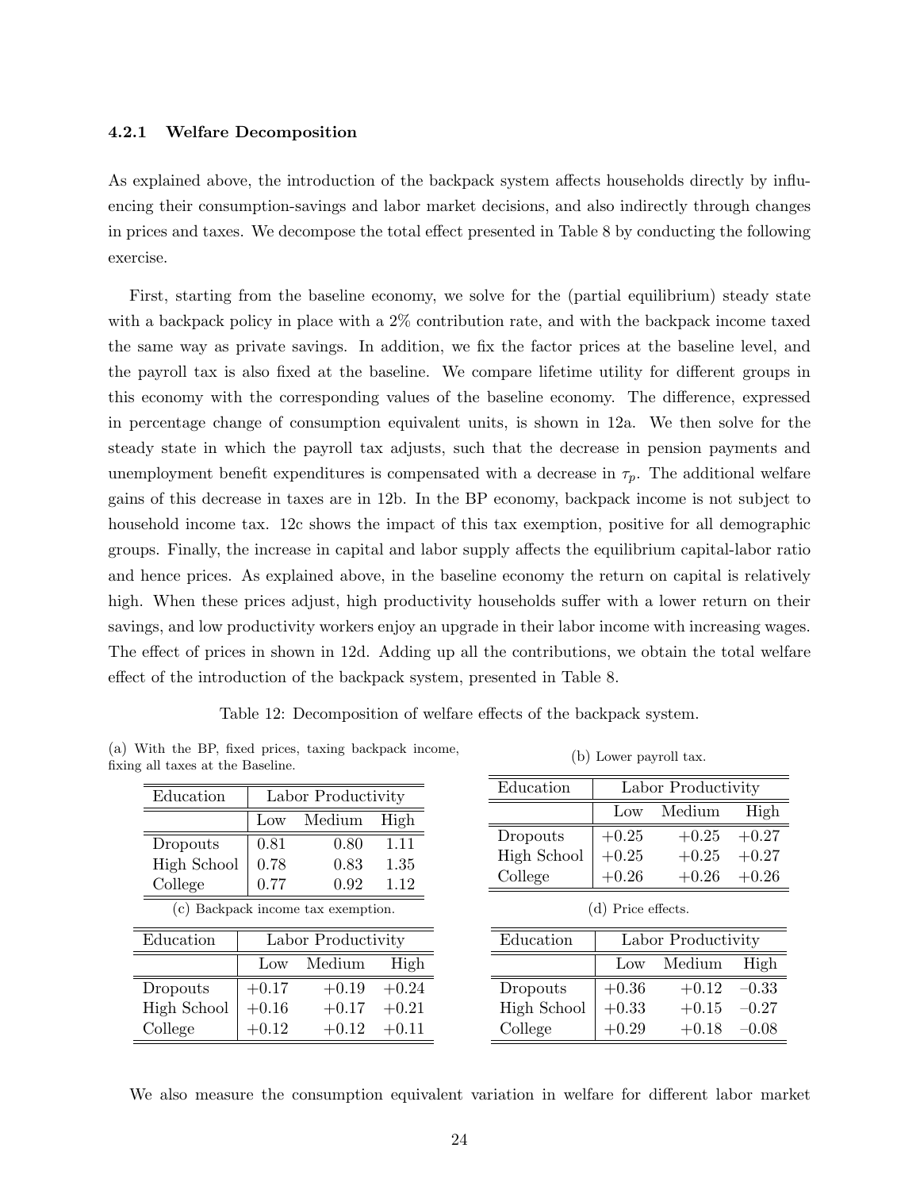### 4.2.1 Welfare Decomposition

As explained above, the introduction of the backpack system affects households directly by influencing their consumption-savings and labor market decisions, and also indirectly through changes in prices and taxes. We decompose the total effect presented in Table 8 by conducting the following exercise.

First, starting from the baseline economy, we solve for the (partial equilibrium) steady state with a backpack policy in place with a 2% contribution rate, and with the backpack income taxed the same way as private savings. In addition, we fix the factor prices at the baseline level, and the payroll tax is also fixed at the baseline. We compare lifetime utility for different groups in this economy with the corresponding values of the baseline economy. The difference, expressed in percentage change of consumption equivalent units, is shown in 12a. We then solve for the steady state in which the payroll tax adjusts, such that the decrease in pension payments and unemployment benefit expenditures is compensated with a decrease in $\tau_p$. The additional welfare gains of this decrease in taxes are in 12b. In the BP economy, backpack income is not subject to household income tax. 12c shows the impact of this tax exemption, positive for all demographic groups. Finally, the increase in capital and labor supply affects the equilibrium capital-labor ratio and hence prices. As explained above, in the baseline economy the return on capital is relatively high. When these prices adjust, high productivity households suffer with a lower return on their savings, and low productivity workers enjoy an upgrade in their labor income with increasing wages. The effect of prices in shown in 12d. Adding up all the contributions, we obtain the total welfare effect of the introduction of the backpack system, presented in Table 8.

Table 12: Decomposition of welfare effects of the backpack system.

(a) With the BP, fixed prices, taxing backpack income, fixing all taxes at the Baseline.

| Education | Labor Productivity | | |
|---|---|---|---|
| | Low | Medium | High |
| Dropouts | 0.81 | 0.80 | 1.11 |
| High School | 0.78 | 0.83 | 1.35 |
| College | 0.77 | 0.92 | 1.12 |

(b) Lower payroll tax.

| Education | Labor Productivity | | |
|---|---|---|---|
| | Low | Medium | High |
| Dropouts | +0.25 | +0.25 | +0.27 |
| High School | +0.25 | +0.25 | +0.27 |
| College | +0.26 | +0.26 | +0.26 |

(c) Backpack income tax exemption.

| Education | Labor Productivity | | |
|---|---|---|---|
| | Low | Medium | High |
| Dropouts | +0.17 | +0.19 | +0.24 |
| High School | +0.16 | +0.17 | +0.21 |
| College | +0.12 | +0.12 | +0.11 |

(d) Price effects.

| Education | Labor Productivity | | |
|---|---|---|---|
| | Low | Medium | High |
| Dropouts | +0.36 | +0.12 | −0.33 |
| High School | +0.33 | +0.15 | −0.27 |
| College | +0.29 | +0.18 | −0.08 |

We also measure the consumption equivalent variation in welfare for different labor market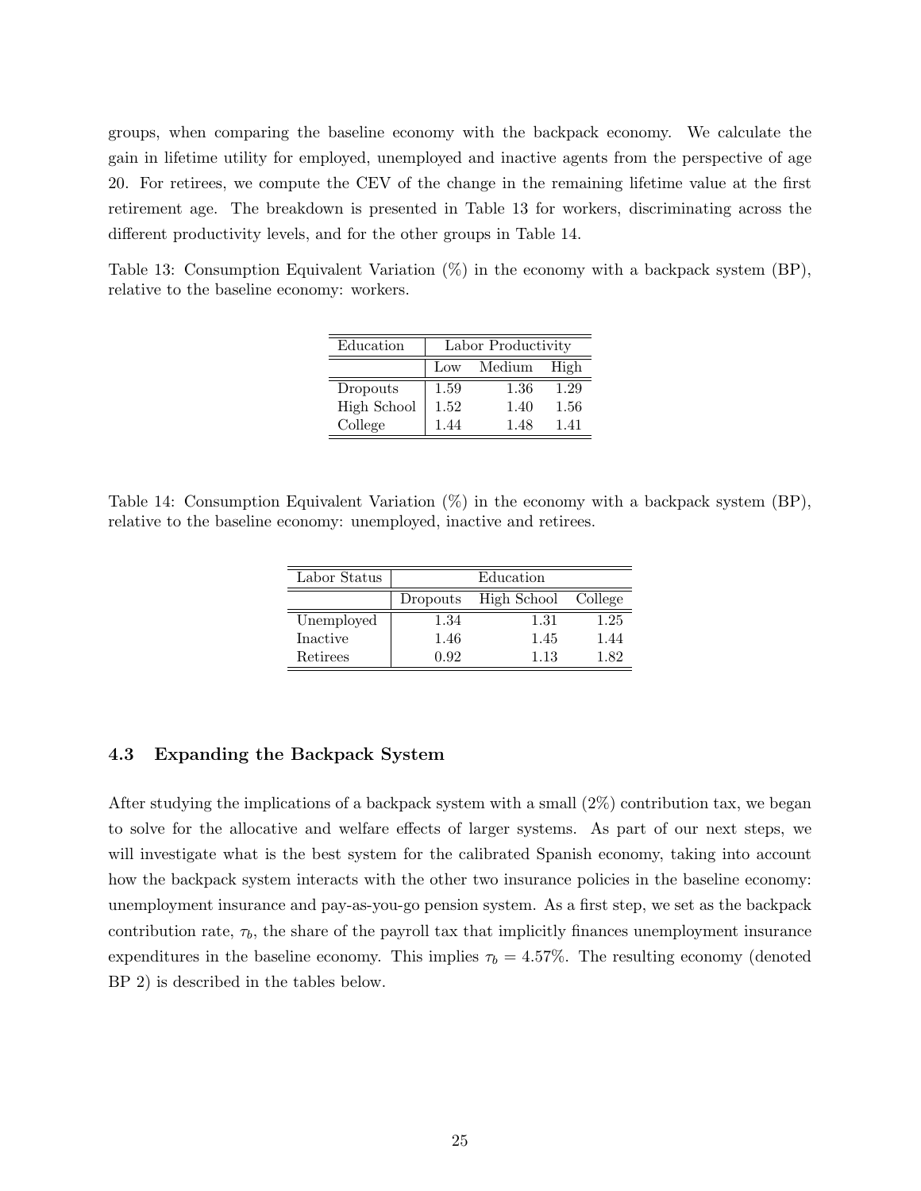groups, when comparing the baseline economy with the backpack economy. We calculate the gain in lifetime utility for employed, unemployed and inactive agents from the perspective of age 20. For retirees, we compute the CEV of the change in the remaining lifetime value at the first retirement age. The breakdown is presented in Table 13 for workers, discriminating across the different productivity levels, and for the other groups in Table 14.

Table 13: Consumption Equivalent Variation (%) in the economy with a backpack system (BP), relative to the baseline economy: workers.

| Education | Labor Productivity | | |
|---|---|---|---|
| | Low | Medium | High |
| Dropouts | 1.59 | 1.36 | 1.29 |
| High School | 1.52 | 1.40 | 1.56 |
| College | 1.44 | 1.48 | 1.41 |

Table 14: Consumption Equivalent Variation (%) in the economy with a backpack system (BP), relative to the baseline economy: unemployed, inactive and retirees.

| Labor Status | Education | | |
|---|---|---|---|
| | Dropouts | High School | College |
| Unemployed | 1.34 | 1.31 | 1.25 |
| Inactive | 1.46 | 1.45 | 1.44 |
| Retirees | 0.92 | 1.13 | 1.82 |

### 4.3 Expanding the Backpack System

After studying the implications of a backpack system with a small (2%) contribution tax, we began to solve for the allocative and welfare effects of larger systems. As part of our next steps, we will investigate what is the best system for the calibrated Spanish economy, taking into account how the backpack system interacts with the other two insurance policies in the baseline economy: unemployment insurance and pay-as-you-go pension system. As a first step, we set as the backpack contribution rate, $\tau_b$, the share of the payroll tax that implicitly finances unemployment insurance expenditures in the baseline economy. This implies $\tau_b = 4.57\%$. The resulting economy (denoted BP 2) is described in the tables below.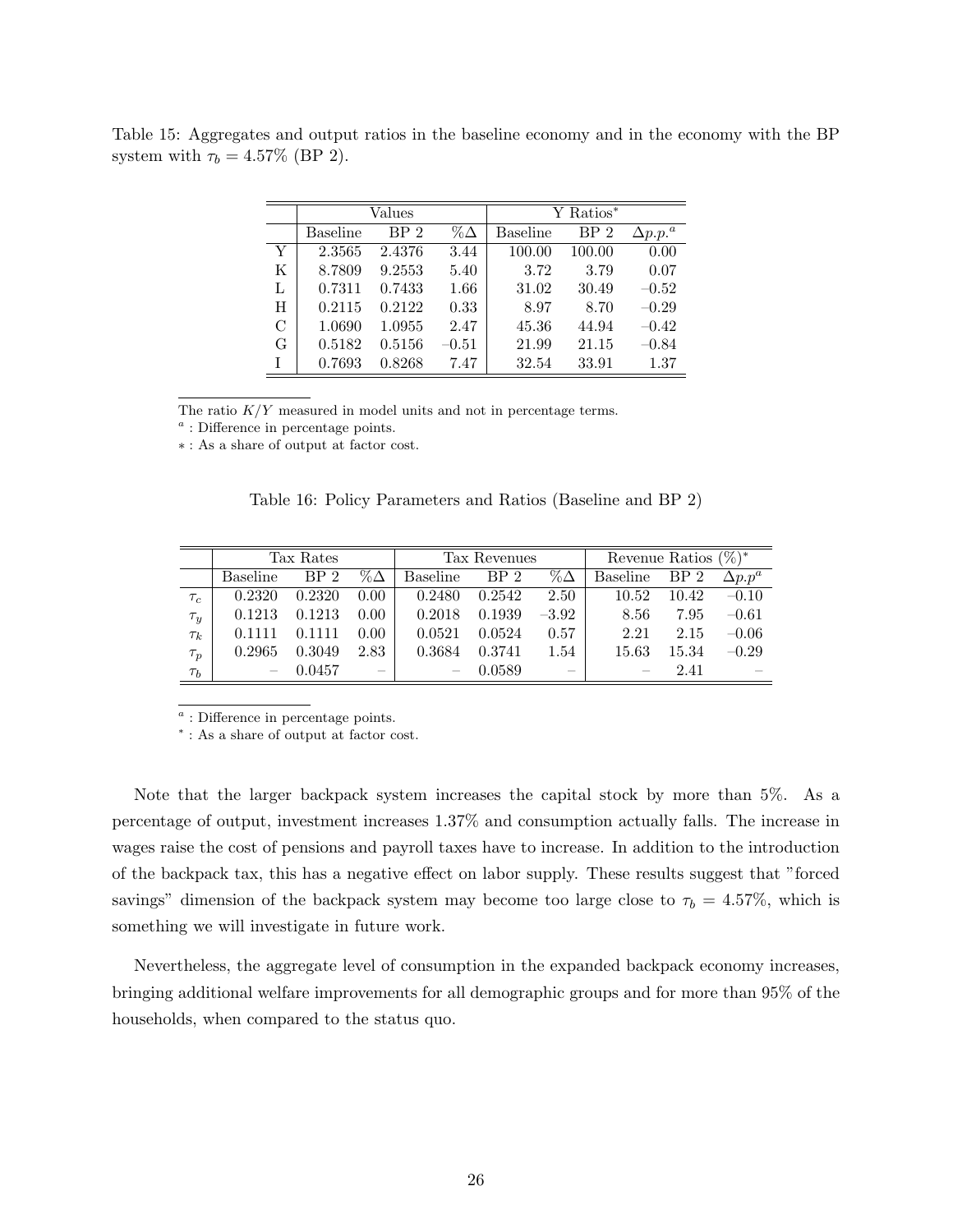Table 15: Aggregates and output ratios in the baseline economy and in the economy with the BP system with $\tau_b = 4.57\%$ (BP 2).

| | Values | | | Y Ratios* | | |
|---|---|---|---|---|---|---|
| | Baseline | BP 2 | %Δ | Baseline | BP 2 | $\Delta p.p.^a$ |
| Y | 2.3565 | 2.4376 | 3.44 | 100.00 | 100.00 | 0.00 |
| K | 8.7809 | 9.2553 | 5.40 | 3.72 | 3.79 | 0.07 |
| L | 0.7311 | 0.7433 | 1.66 | 31.02 | 30.49 | −0.52 |
| H | 0.2115 | 0.2122 | 0.33 | 8.97 | 8.70 | −0.29 |
| C | 1.0690 | 1.0955 | 2.47 | 45.36 | 44.94 | −0.42 |
| G | 0.5182 | 0.5156 | −0.51 | 21.99 | 21.15 | −0.84 |
| I | 0.7693 | 0.8268 | 7.47 | 32.54 | 33.91 | 1.37 |

The ratio $K/Y$ measured in model units and not in percentage terms.
[a] : Difference in percentage points.
∗ : As a share of output at factor cost.

Table 16: Policy Parameters and Ratios (Baseline and BP 2)

| | Tax Rates | | | Tax Revenues | | | Revenue Ratios (%)* | | |
|---|---|---|---|---|---|---|---|---|---|
| | Baseline | BP 2 | %Δ | Baseline | BP 2 | %Δ | Baseline | BP 2 | $\Delta p.p^a$ |
| $\tau_c$ | 0.2320 | 0.2320 | 0.00 | 0.2480 | 0.2542 | 2.50 | 10.52 | 10.42 | −0.10 |
| $\tau_y$ | 0.1213 | 0.1213 | 0.00 | 0.2018 | 0.1939 | −3.92 | 8.56 | 7.95 | −0.61 |
| $\tau_k$ | 0.1111 | 0.1111 | 0.00 | 0.0521 | 0.0524 | 0.57 | 2.21 | 2.15 | −0.06 |
| $\tau_p$ | 0.2965 | 0.3049 | 2.83 | 0.3684 | 0.3741 | 1.54 | 15.63 | 15.34 | −0.29 |
| $\tau_b$ | − | 0.0457 | − | − | 0.0589 | − | − | 2.41 | − |

[a] : Difference in percentage points.
∗ : As a share of output at factor cost.

Note that the larger backpack system increases the capital stock by more than 5%. As a percentage of output, investment increases 1.37% and consumption actually falls. The increase in wages raise the cost of pensions and payroll taxes have to increase. In addition to the introduction of the backpack tax, this has a negative effect on labor supply. These results suggest that "forced savings" dimension of the backpack system may become too large close to $\tau_b = 4.57\%$, which is something we will investigate in future work.

Nevertheless, the aggregate level of consumption in the expanded backpack economy increases, bringing additional welfare improvements for all demographic groups and for more than 95% of the households, when compared to the status quo.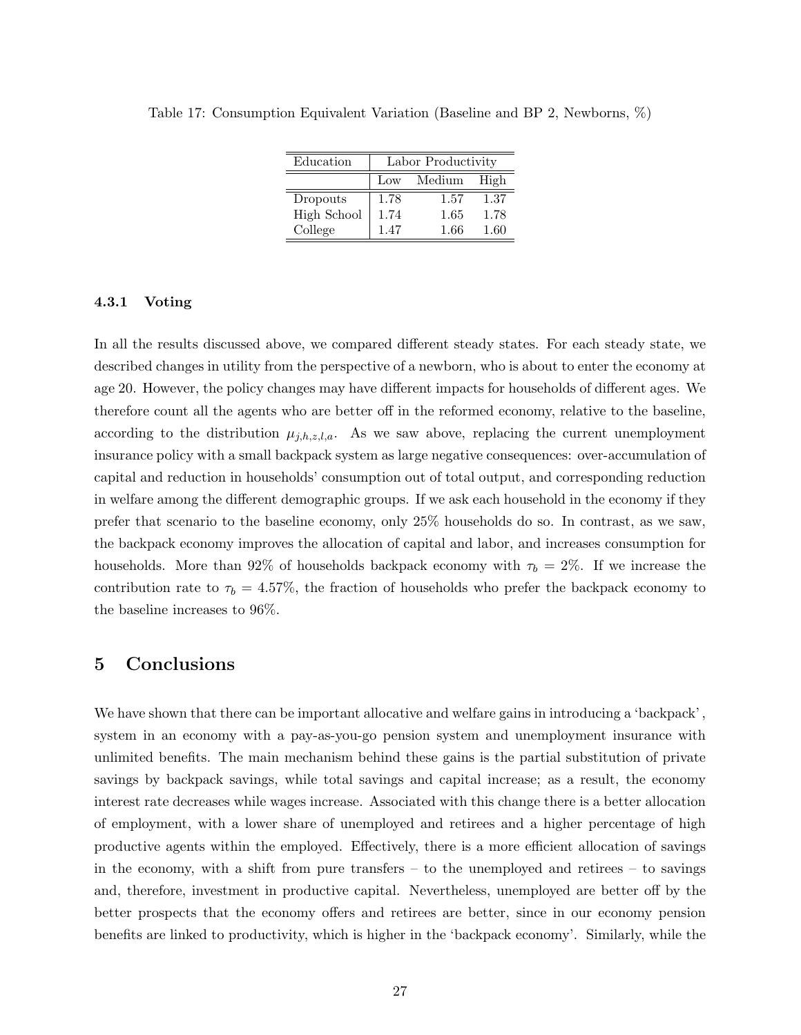Table 17: Consumption Equivalent Variation (Baseline and BP 2, Newborns, %)

| Education | Labor Productivity | | |
|---|---|---|---|
| | Low | Medium | High |
| Dropouts | 1.78 | 1.57 | 1.37 |
| High School | 1.74 | 1.65 | 1.78 |
| College | 1.47 | 1.66 | 1.60 |

### 4.3.1 Voting

In all the results discussed above, we compared different steady states. For each steady state, we described changes in utility from the perspective of a newborn, who is about to enter the economy at age 20. However, the policy changes may have different impacts for households of different ages. We therefore count all the agents who are better off in the reformed economy, relative to the baseline, according to the distribution $\mu_{j,h,z,l,a}$. As we saw above, replacing the current unemployment insurance policy with a small backpack system as large negative consequences: over-accumulation of capital and reduction in households' consumption out of total output, and corresponding reduction in welfare among the different demographic groups. If we ask each household in the economy if they prefer that scenario to the baseline economy, only 25% households do so. In contrast, as we saw, the backpack economy improves the allocation of capital and labor, and increases consumption for households. More than 92% of households backpack economy with $\tau_b = 2\%$. If we increase the contribution rate to $\tau_b = 4.57\%$, the fraction of households who prefer the backpack economy to the baseline increases to 96%.

## 5 Conclusions

We have shown that there can be important allocative and welfare gains in introducing a 'backpack', system in an economy with a pay-as-you-go pension system and unemployment insurance with unlimited benefits. The main mechanism behind these gains is the partial substitution of private savings by backpack savings, while total savings and capital increase; as a result, the economy interest rate decreases while wages increase. Associated with this change there is a better allocation of employment, with a lower share of unemployed and retirees and a higher percentage of high productive agents within the employed. Effectively, there is a more efficient allocation of savings in the economy, with a shift from pure transfers – to the unemployed and retirees – to savings and, therefore, investment in productive capital. Nevertheless, unemployed are better off by the better prospects that the economy offers and retirees are better, since in our economy pension benefits are linked to productivity, which is higher in the 'backpack economy'. Similarly, while the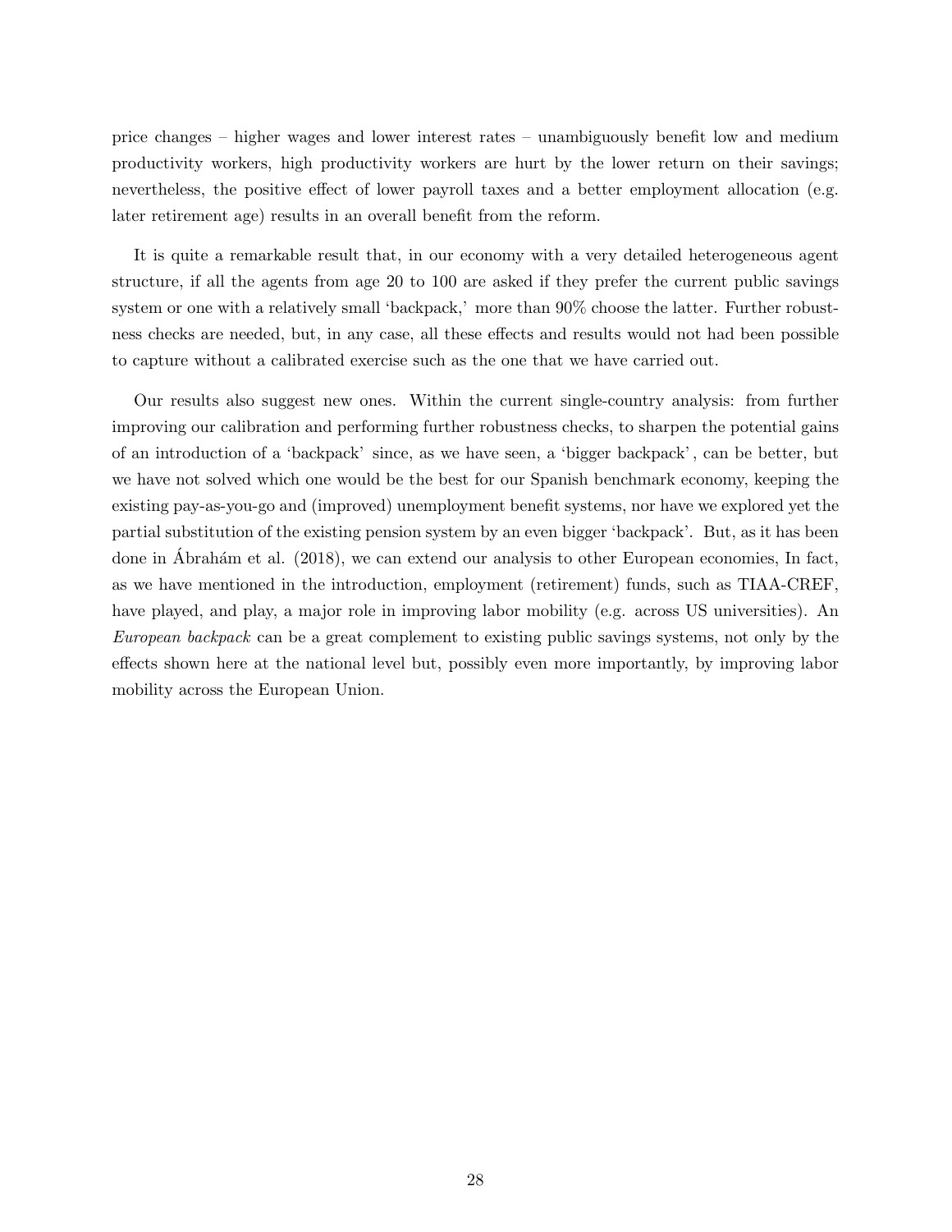price changes – higher wages and lower interest rates – unambiguously benefit low and medium productivity workers, high productivity workers are hurt by the lower return on their savings; nevertheless, the positive effect of lower payroll taxes and a better employment allocation (e.g. later retirement age) results in an overall benefit from the reform.

It is quite a remarkable result that, in our economy with a very detailed heterogeneous agent structure, if all the agents from age 20 to 100 are asked if they prefer the current public savings system or one with a relatively small 'backpack,' more than 90% choose the latter. Further robustness checks are needed, but, in any case, all these effects and results would not had been possible to capture without a calibrated exercise such as the one that we have carried out.

Our results also suggest new ones. Within the current single-country analysis: from further improving our calibration and performing further robustness checks, to sharpen the potential gains of an introduction of a 'backpack' since, as we have seen, a 'bigger backpack', can be better, but we have not solved which one would be the best for our Spanish benchmark economy, keeping the existing pay-as-you-go and (improved) unemployment benefit systems, nor have we explored yet the partial substitution of the existing pension system by an even bigger 'backpack'. But, as it has been done in Ábrahám et al. (2018), we can extend our analysis to other European economies, In fact, as we have mentioned in the introduction, employment (retirement) funds, such as TIAA-CREF, have played, and play, a major role in improving labor mobility (e.g. across US universities). An *European backpack* can be a great complement to existing public savings systems, not only by the effects shown here at the national level but, possibly even more importantly, by improving labor mobility across the European Union.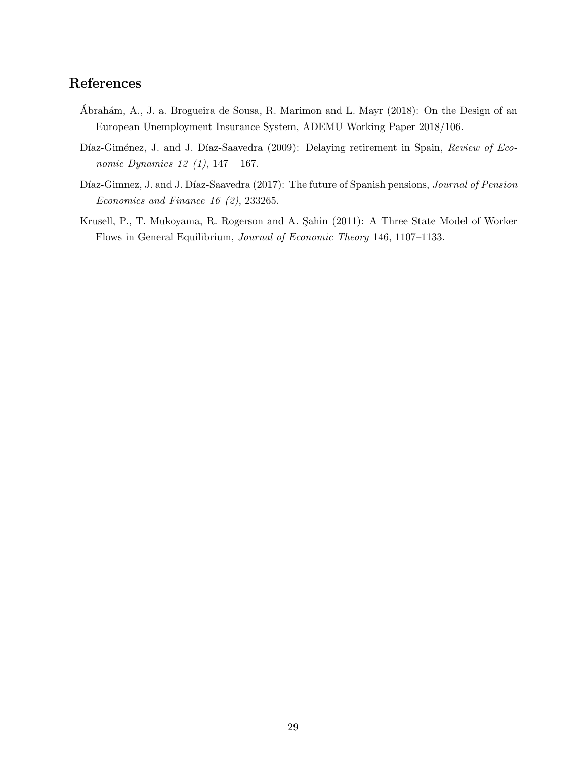## References

Ábrahám, A., J. a. Brogueira de Sousa, R. Marimon and L. Mayr (2018): On the Design of an European Unemployment Insurance System, ADEMU Working Paper 2018/106.

Díaz-Giménez, J. and J. Díaz-Saavedra (2009): Delaying retirement in Spain, *Review of Economic Dynamics 12 (1)*, 147 – 167.

Díaz-Gimnez, J. and J. Díaz-Saavedra (2017): The future of Spanish pensions, *Journal of Pension Economics and Finance 16 (2)*, 233265.

Krusell, P., T. Mukoyama, R. Rogerson and A. Şahin (2011): A Three State Model of Worker Flows in General Equilibrium, *Journal of Economic Theory* 146, 1107–1133.